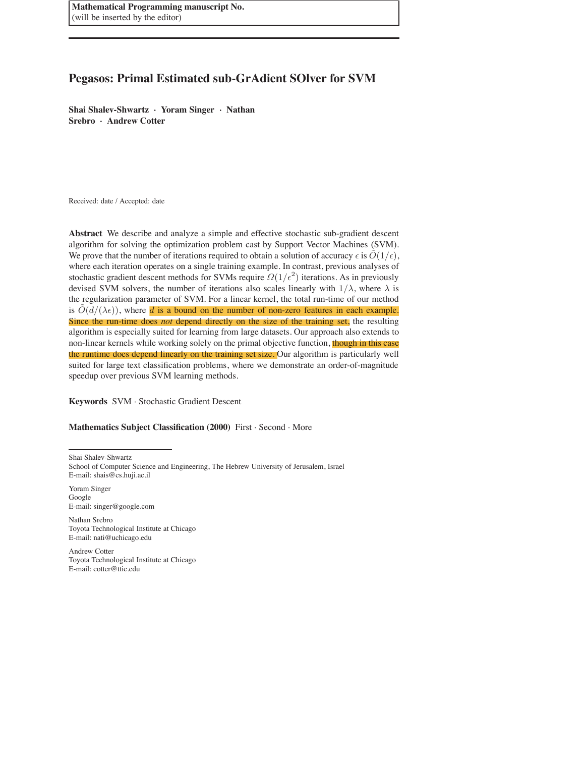Mathematical Programming manuscript No.
(will be inserted by the editor)

# Pegasos: Primal Estimated sub-GrAdient SOlver for SVM

**Shai Shalev-Shwartz · Yoram Singer · Nathan Srebro · Andrew Cotter**

Received: date / Accepted: date

**Abstract** We describe and analyze a simple and effective stochastic sub-gradient descent algorithm for solving the optimization problem cast by Support Vector Machines (SVM). We prove that the number of iterations required to obtain a solution of accuracy $\epsilon$ is $\tilde{O}(1/\epsilon)$, where each iteration operates on a single training example. In contrast, previous analyses of stochastic gradient descent methods for SVMs require $\Omega(1/\epsilon^2)$ iterations. As in previously devised SVM solvers, the number of iterations also scales linearly with $1/\lambda$, where $\lambda$ is the regularization parameter of SVM. For a linear kernel, the total run-time of our method is $\tilde{O}(d/(\lambda\epsilon))$, where $d$ is a bound on the number of non-zero features in each example. Since the run-time does *not* depend directly on the size of the training set, the resulting algorithm is especially suited for learning from large datasets. Our approach also extends to non-linear kernels while working solely on the primal objective function, though in this case the runtime does depend linearly on the training set size. Our algorithm is particularly well suited for large text classification problems, where we demonstrate an order-of-magnitude speedup over previous SVM learning methods.

**Keywords** SVM · Stochastic Gradient Descent

**Mathematics Subject Classification (2000)** First · Second · More

Shai Shalev-Shwartz
School of Computer Science and Engineering, The Hebrew University of Jerusalem, Israel
E-mail: shais@cs.huji.ac.il

Yoram Singer
Google
E-mail: singer@google.com

Nathan Srebro
Toyota Technological Institute at Chicago
E-mail: nati@uchicago.edu

Andrew Cotter
Toyota Technological Institute at Chicago
E-mail: cotter@ttic.edu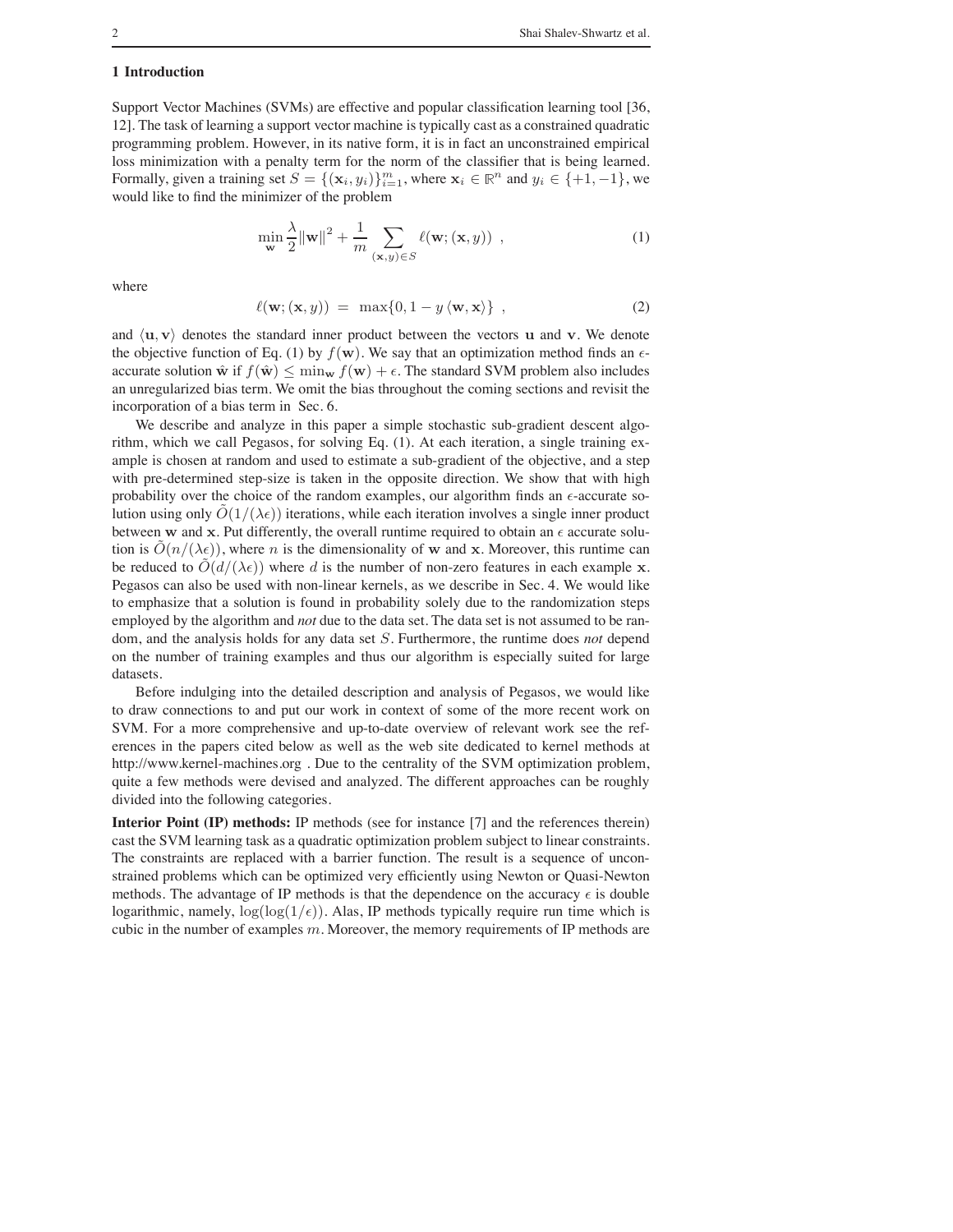## 1 Introduction

Support Vector Machines (SVMs) are effective and popular classification learning tool [36, 12]. The task of learning a support vector machine is typically cast as a constrained quadratic programming problem. However, in its native form, it is in fact an unconstrained empirical loss minimization with a penalty term for the norm of the classifier that is being learned. Formally, given a training set $S = \{(\mathbf{x}_i, y_i)\}_{i=1}^m$, where $\mathbf{x}_i \in \mathbb{R}^n$ and $y_i \in \{+1, -1\}$, we would like to find the minimizer of the problem

$$\min_{\mathbf{w}} \frac{\lambda}{2}\|\mathbf{w}\|^2 + \frac{1}{m}\sum_{(\mathbf{x},y)\in S} \ell(\mathbf{w}; (\mathbf{x}, y)) \ , \tag{1}$$

where

$$\ell(\mathbf{w}; (\mathbf{x}, y)) \ = \ \max\{0, 1 - y\,\langle \mathbf{w}, \mathbf{x}\rangle\} \ , \tag{2}$$

and $\langle \mathbf{u}, \mathbf{v}\rangle$ denotes the standard inner product between the vectors $\mathbf{u}$ and $\mathbf{v}$. We denote the objective function of Eq. (1) by $f(\mathbf{w})$. We say that an optimization method finds an $\epsilon$-accurate solution $\hat{\mathbf{w}}$ if $f(\hat{\mathbf{w}}) \le \min_{\mathbf{w}} f(\mathbf{w}) + \epsilon$. The standard SVM problem also includes an unregularized bias term. We omit the bias throughout the coming sections and revisit the incorporation of a bias term in Sec. 6.

We describe and analyze in this paper a simple stochastic sub-gradient descent algorithm, which we call Pegasos, for solving Eq. (1). At each iteration, a single training example is chosen at random and used to estimate a sub-gradient of the objective, and a step with pre-determined step-size is taken in the opposite direction. We show that with high probability over the choice of the random examples, our algorithm finds an $\epsilon$-accurate solution using only $\tilde{O}(1/(\lambda\epsilon))$ iterations, while each iteration involves a single inner product between $\mathbf{w}$ and $\mathbf{x}$. Put differently, the overall runtime required to obtain an $\epsilon$ accurate solution is $\tilde{O}(n/(\lambda\epsilon))$, where $n$ is the dimensionality of $\mathbf{w}$ and $\mathbf{x}$. Moreover, this runtime can be reduced to $\tilde{O}(d/(\lambda\epsilon))$ where $d$ is the number of non-zero features in each example $\mathbf{x}$. Pegasos can also be used with non-linear kernels, as we describe in Sec. 4. We would like to emphasize that a solution is found in probability solely due to the randomization steps employed by the algorithm and *not* due to the data set. The data set is not assumed to be random, and the analysis holds for any data set $S$. Furthermore, the runtime does *not* depend on the number of training examples and thus our algorithm is especially suited for large datasets.

Before indulging into the detailed description and analysis of Pegasos, we would like to draw connections to and put our work in context of some of the more recent work on SVM. For a more comprehensive and up-to-date overview of relevant work see the references in the papers cited below as well as the web site dedicated to kernel methods at http://www.kernel-machines.org . Due to the centrality of the SVM optimization problem, quite a few methods were devised and analyzed. The different approaches can be roughly divided into the following categories.

**Interior Point (IP) methods:** IP methods (see for instance [7] and the references therein) cast the SVM learning task as a quadratic optimization problem subject to linear constraints. The constraints are replaced with a barrier function. The result is a sequence of unconstrained problems which can be optimized very efficiently using Newton or Quasi-Newton methods. The advantage of IP methods is that the dependence on the accuracy $\epsilon$ is double logarithmic, namely, $\log(\log(1/\epsilon))$. Alas, IP methods typically require run time which is cubic in the number of examples $m$. Moreover, the memory requirements of IP methods are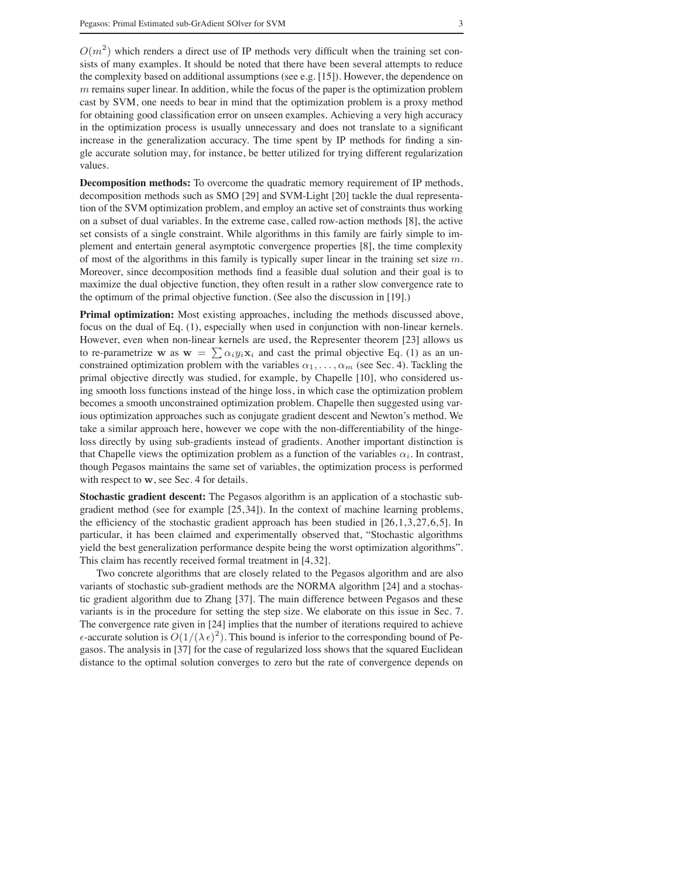$O(m^2)$ which renders a direct use of IP methods very difficult when the training set consists of many examples. It should be noted that there have been several attempts to reduce the complexity based on additional assumptions (see e.g. [15]). However, the dependence on $m$ remains super linear. In addition, while the focus of the paper is the optimization problem cast by SVM, one needs to bear in mind that the optimization problem is a proxy method for obtaining good classification error on unseen examples. Achieving a very high accuracy in the optimization process is usually unnecessary and does not translate to a significant increase in the generalization accuracy. The time spent by IP methods for finding a single accurate solution may, for instance, be better utilized for trying different regularization values.

**Decomposition methods:** To overcome the quadratic memory requirement of IP methods, decomposition methods such as SMO [29] and SVM-Light [20] tackle the dual representation of the SVM optimization problem, and employ an active set of constraints thus working on a subset of dual variables. In the extreme case, called row-action methods [8], the active set consists of a single constraint. While algorithms in this family are fairly simple to implement and entertain general asymptotic convergence properties [8], the time complexity of most of the algorithms in this family is typically super linear in the training set size $m$. Moreover, since decomposition methods find a feasible dual solution and their goal is to maximize the dual objective function, they often result in a rather slow convergence rate to the optimum of the primal objective function. (See also the discussion in [19].)

**Primal optimization:** Most existing approaches, including the methods discussed above, focus on the dual of Eq. (1), especially when used in conjunction with non-linear kernels. However, even when non-linear kernels are used, the Representer theorem [23] allows us to re-parametrize $\mathbf{w}$ as $\mathbf{w} = \sum \alpha_i y_i \mathbf{x}_i$ and cast the primal objective Eq. (1) as an unconstrained optimization problem with the variables $\alpha_1, \ldots, \alpha_m$ (see Sec. 4). Tackling the primal objective directly was studied, for example, by Chapelle [10], who considered using smooth loss functions instead of the hinge loss, in which case the optimization problem becomes a smooth unconstrained optimization problem. Chapelle then suggested using various optimization approaches such as conjugate gradient descent and Newton's method. We take a similar approach here, however we cope with the non-differentiability of the hinge-loss directly by using sub-gradients instead of gradients. Another important distinction is that Chapelle views the optimization problem as a function of the variables $\alpha_i$. In contrast, though Pegasos maintains the same set of variables, the optimization process is performed with respect to $\mathbf{w}$, see Sec. 4 for details.

**Stochastic gradient descent:** The Pegasos algorithm is an application of a stochastic sub-gradient method (see for example [25,34]). In the context of machine learning problems, the efficiency of the stochastic gradient approach has been studied in [26,1,3,27,6,5]. In particular, it has been claimed and experimentally observed that, "Stochastic algorithms yield the best generalization performance despite being the worst optimization algorithms". This claim has recently received formal treatment in [4,32].

Two concrete algorithms that are closely related to the Pegasos algorithm and are also variants of stochastic sub-gradient methods are the NORMA algorithm [24] and a stochastic gradient algorithm due to Zhang [37]. The main difference between Pegasos and these variants is in the procedure for setting the step size. We elaborate on this issue in Sec. 7. The convergence rate given in [24] implies that the number of iterations required to achieve $\epsilon$-accurate solution is $O(1/(\lambda\,\epsilon)^2)$. This bound is inferior to the corresponding bound of Pegasos. The analysis in [37] for the case of regularized loss shows that the squared Euclidean distance to the optimal solution converges to zero but the rate of convergence depends on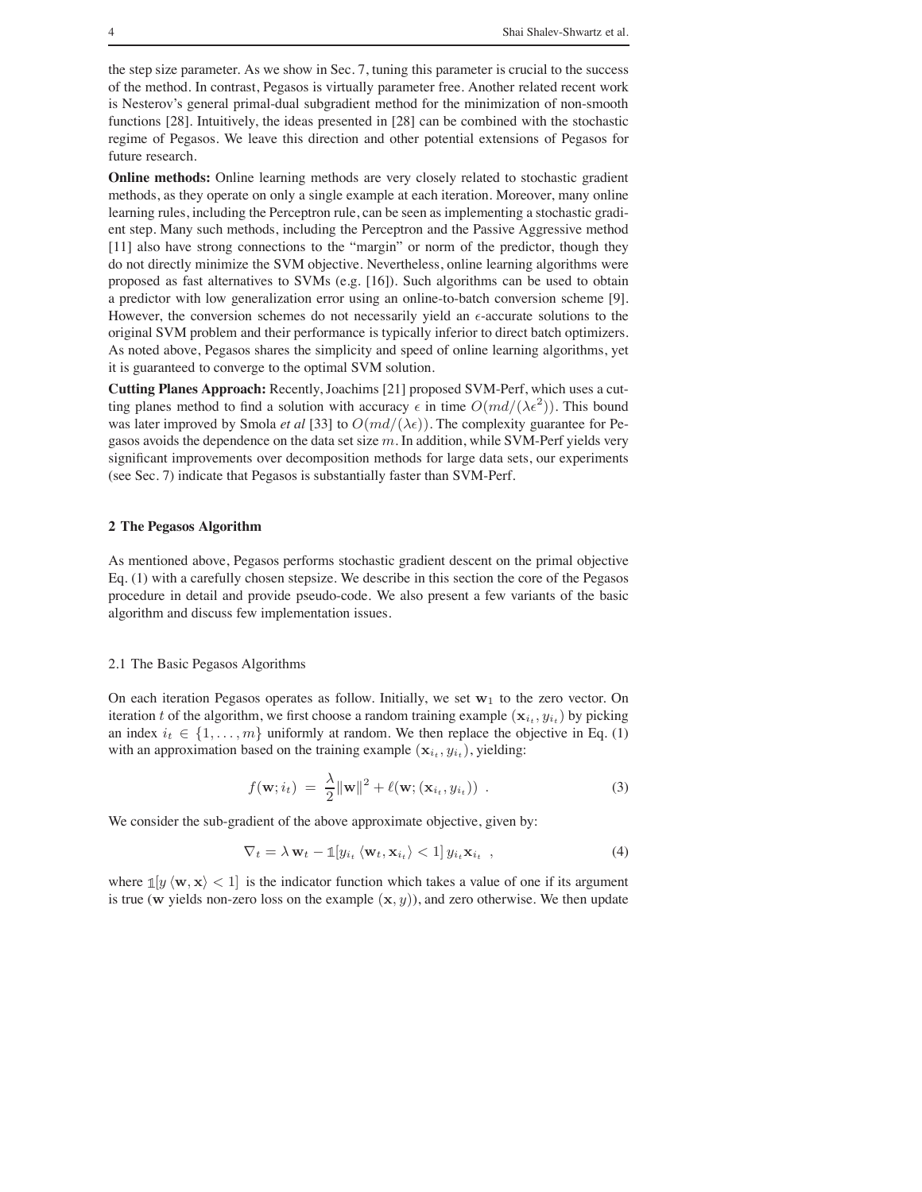the step size parameter. As we show in Sec. 7, tuning this parameter is crucial to the success of the method. In contrast, Pegasos is virtually parameter free. Another related recent work is Nesterov's general primal-dual subgradient method for the minimization of non-smooth functions [28]. Intuitively, the ideas presented in [28] can be combined with the stochastic regime of Pegasos. We leave this direction and other potential extensions of Pegasos for future research.

**Online methods:** Online learning methods are very closely related to stochastic gradient methods, as they operate on only a single example at each iteration. Moreover, many online learning rules, including the Perceptron rule, can be seen as implementing a stochastic gradient step. Many such methods, including the Perceptron and the Passive Aggressive method [11] also have strong connections to the "margin" or norm of the predictor, though they do not directly minimize the SVM objective. Nevertheless, online learning algorithms were proposed as fast alternatives to SVMs (e.g. [16]). Such algorithms can be used to obtain a predictor with low generalization error using an online-to-batch conversion scheme [9]. However, the conversion schemes do not necessarily yield an $\epsilon$-accurate solutions to the original SVM problem and their performance is typically inferior to direct batch optimizers. As noted above, Pegasos shares the simplicity and speed of online learning algorithms, yet it is guaranteed to converge to the optimal SVM solution.

**Cutting Planes Approach:** Recently, Joachims [21] proposed SVM-Perf, which uses a cutting planes method to find a solution with accuracy $\epsilon$ in time $O(md/(\lambda\epsilon^2))$. This bound was later improved by Smola *et al* [33] to $O(md/(\lambda\epsilon))$. The complexity guarantee for Pegasos avoids the dependence on the data set size $m$. In addition, while SVM-Perf yields very significant improvements over decomposition methods for large data sets, our experiments (see Sec. 7) indicate that Pegasos is substantially faster than SVM-Perf.

## 2 The Pegasos Algorithm

As mentioned above, Pegasos performs stochastic gradient descent on the primal objective Eq. (1) with a carefully chosen stepsize. We describe in this section the core of the Pegasos procedure in detail and provide pseudo-code. We also present a few variants of the basic algorithm and discuss few implementation issues.

### 2.1 The Basic Pegasos Algorithms

On each iteration Pegasos operates as follow. Initially, we set $\mathbf{w}_1$ to the zero vector. On iteration $t$ of the algorithm, we first choose a random training example $(\mathbf{x}_{i_t}, y_{i_t})$ by picking an index $i_t \in \{1, \ldots, m\}$ uniformly at random. We then replace the objective in Eq. (1) with an approximation based on the training example $(\mathbf{x}_{i_t}, y_{i_t})$, yielding:

$$f(\mathbf{w}; i_t) \;=\; \frac{\lambda}{2}\|\mathbf{w}\|^2 + \ell(\mathbf{w}; (\mathbf{x}_{i_t}, y_{i_t})) \;\; . \tag{3}$$

We consider the sub-gradient of the above approximate objective, given by:

$$\nabla_t = \lambda\, \mathbf{w}_t - \mathbb{1}[y_{i_t} \langle \mathbf{w}_t, \mathbf{x}_{i_t} \rangle < 1]\, y_{i_t} \mathbf{x}_{i_t} \;\; , \tag{4}$$

where $\mathbb{1}[y \langle \mathbf{w}, \mathbf{x} \rangle < 1]$ is the indicator function which takes a value of one if its argument is true ($\mathbf{w}$ yields non-zero loss on the example $(\mathbf{x}, y)$), and zero otherwise. We then update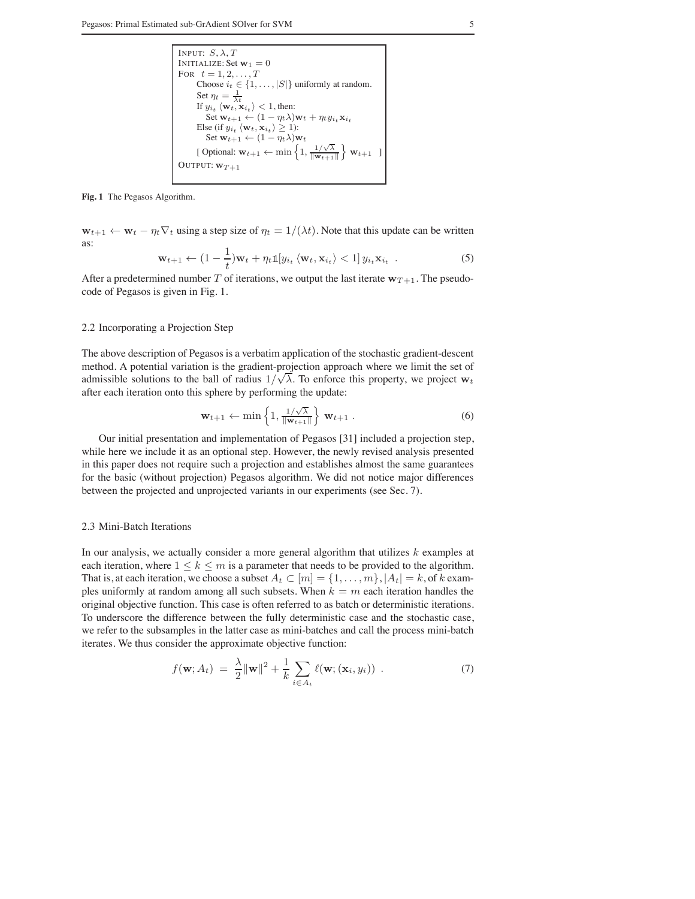```
INPUT: S, λ, T
INITIALIZE: Set w_1 = 0
FOR t = 1, 2, ..., T
    Choose i_t ∈ {1, ..., |S|} uniformly at random.
    Set η_t = 1/(λt)
    If y_{i_t} ⟨w_t, x_{i_t}⟩ < 1, then:
        Set w_{t+1} ← (1 − η_t λ) w_t + η_t y_{i_t} x_{i_t}
    Else (if y_{i_t} ⟨w_t, x_{i_t}⟩ ≥ 1):
        Set w_{t+1} ← (1 − η_t λ) w_t
    [ Optional: w_{t+1} ← min{1, (1/√λ)/‖w_{t+1}‖} w_{t+1} ]
OUTPUT: w_{T+1}
```

**Fig. 1** The Pegasos Algorithm.

$\mathbf{w}_{t+1} \leftarrow \mathbf{w}_t - \eta_t \nabla_t$ using a step size of $\eta_t = 1/(\lambda t)$. Note that this update can be written as:

$$\mathbf{w}_{t+1} \leftarrow (1 - \frac{1}{t})\mathbf{w}_t + \eta_t \mathbb{1}[y_{i_t} \langle \mathbf{w}_t, \mathbf{x}_{i_t} \rangle < 1] \, y_{i_t} \mathbf{x}_{i_t} \ . \tag{5}$$

After a predetermined number $T$ of iterations, we output the last iterate $\mathbf{w}_{T+1}$. The pseudo-code of Pegasos is given in Fig. 1.

### 2.2 Incorporating a Projection Step

The above description of Pegasos is a verbatim application of the stochastic gradient-descent method. A potential variation is the gradient-projection approach where we limit the set of admissible solutions to the ball of radius $1/\sqrt{\lambda}$. To enforce this property, we project $\mathbf{w}_t$ after each iteration onto this sphere by performing the update:

$$\mathbf{w}_{t+1} \leftarrow \min\left\{1, \frac{1/\sqrt{\lambda}}{\|\mathbf{w}_{t+1}\|}\right\} \mathbf{w}_{t+1} \ . \tag{6}$$

Our initial presentation and implementation of Pegasos [31] included a projection step, while here we include it as an optional step. However, the newly revised analysis presented in this paper does not require such a projection and establishes almost the same guarantees for the basic (without projection) Pegasos algorithm. We did not notice major differences between the projected and unprojected variants in our experiments (see Sec. 7).

### 2.3 Mini-Batch Iterations

In our analysis, we actually consider a more general algorithm that utilizes $k$ examples at each iteration, where $1 \le k \le m$ is a parameter that needs to be provided to the algorithm. That is, at each iteration, we choose a subset $A_t \subset [m] = \{1, \ldots, m\}, |A_t| = k$, of $k$ examples uniformly at random among all such subsets. When $k = m$ each iteration handles the original objective function. This case is often referred to as batch or deterministic iterations. To underscore the difference between the fully deterministic case and the stochastic case, we refer to the subsamples in the latter case as mini-batches and call the process mini-batch iterates. We thus consider the approximate objective function:

$$f(\mathbf{w}; A_t) \ = \ \frac{\lambda}{2}\|\mathbf{w}\|^2 + \frac{1}{k} \sum_{i \in A_t} \ell(\mathbf{w}; (\mathbf{x}_i, y_i)) \ . \tag{7}$$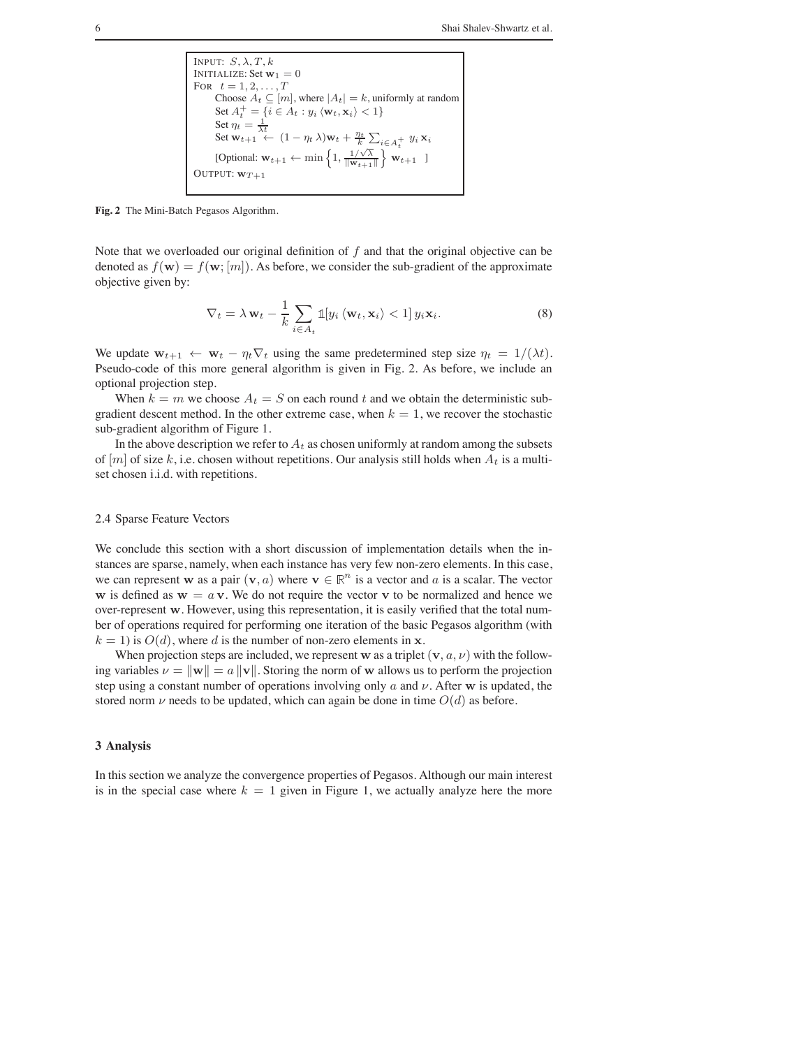```
INPUT: S, λ, T, k
INITIALIZE: Set w_1 = 0
FOR t = 1, 2, ..., T
    Choose A_t ⊆ [m], where |A_t| = k, uniformly at random
    Set A_t^+ = {i ∈ A_t : y_i ⟨w_t, x_i⟩ < 1}
    Set η_t = 1/(λt)
    Set w_{t+1} ← (1 − η_t λ) w_t + (η_t / k) Σ_{i ∈ A_t^+} y_i x_i
    [Optional: w_{t+1} ← min{1, (1/√λ) / ||w_{t+1}||} w_{t+1} ]
OUTPUT: w_{T+1}
```

**Fig. 2** The Mini-Batch Pegasos Algorithm.

Note that we overloaded our original definition of $f$ and that the original objective can be denoted as $f(\mathbf{w}) = f(\mathbf{w}; [m])$. As before, we consider the sub-gradient of the approximate objective given by:

$$\nabla_t = \lambda \, \mathbf{w}_t - \frac{1}{k} \sum_{i \in A_t} \mathbb{1}[y_i \langle \mathbf{w}_t, \mathbf{x}_i \rangle < 1] \, y_i \mathbf{x}_i. \tag{8}$$

We update $\mathbf{w}_{t+1} \leftarrow \mathbf{w}_t - \eta_t \nabla_t$ using the same predetermined step size $\eta_t = 1/(\lambda t)$. Pseudo-code of this more general algorithm is given in Fig. 2. As before, we include an optional projection step.

When $k = m$ we choose $A_t = S$ on each round $t$ and we obtain the deterministic sub-gradient descent method. In the other extreme case, when $k = 1$, we recover the stochastic sub-gradient algorithm of Figure 1.

In the above description we refer to $A_t$ as chosen uniformly at random among the subsets of $[m]$ of size $k$, i.e. chosen without repetitions. Our analysis still holds when $A_t$ is a multi-set chosen i.i.d. with repetitions.

### 2.4 Sparse Feature Vectors

We conclude this section with a short discussion of implementation details when the instances are sparse, namely, when each instance has very few non-zero elements. In this case, we can represent $\mathbf{w}$ as a pair $(\mathbf{v}, a)$ where $\mathbf{v} \in \mathbb{R}^n$ is a vector and $a$ is a scalar. The vector $\mathbf{w}$ is defined as $\mathbf{w} = a\,\mathbf{v}$. We do not require the vector $\mathbf{v}$ to be normalized and hence we over-represent $\mathbf{w}$. However, using this representation, it is easily verified that the total number of operations required for performing one iteration of the basic Pegasos algorithm (with $k = 1$) is $O(d)$, where $d$ is the number of non-zero elements in $\mathbf{x}$.

When projection steps are included, we represent $\mathbf{w}$ as a triplet $(\mathbf{v}, a, \nu)$ with the following variables $\nu = \|\mathbf{w}\| = a\,\|\mathbf{v}\|$. Storing the norm of $\mathbf{w}$ allows us to perform the projection step using a constant number of operations involving only $a$ and $\nu$. After $\mathbf{w}$ is updated, the stored norm $\nu$ needs to be updated, which can again be done in time $O(d)$ as before.

## 3 Analysis

In this section we analyze the convergence properties of Pegasos. Although our main interest is in the special case where $k = 1$ given in Figure 1, we actually analyze here the more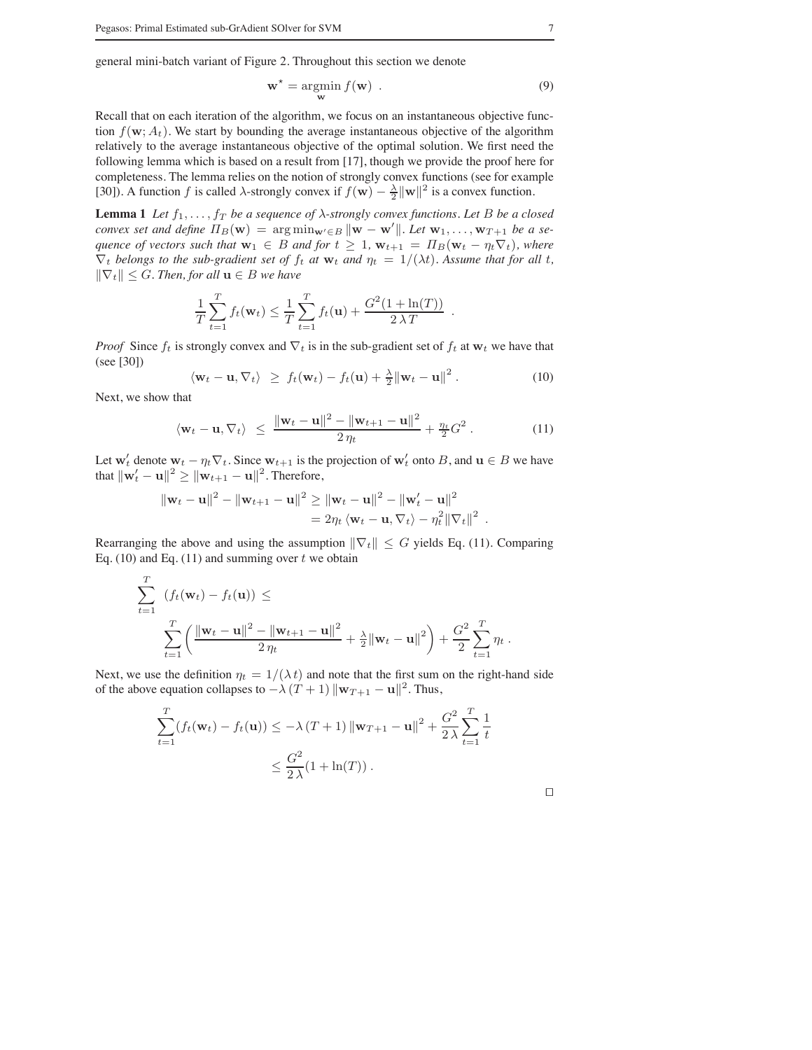general mini-batch variant of Figure 2. Throughout this section we denote

$$\mathbf{w}^\star = \underset{\mathbf{w}}{\operatorname{argmin}} \, f(\mathbf{w}) \ . \tag{9}$$

Recall that on each iteration of the algorithm, we focus on an instantaneous objective function $f(\mathbf{w}; A_t)$. We start by bounding the average instantaneous objective of the algorithm relatively to the average instantaneous objective of the optimal solution. We first need the following lemma which is based on a result from [17], though we provide the proof here for completeness. The lemma relies on the notion of strongly convex functions (see for example [30]). A function $f$ is called $\lambda$-strongly convex if $f(\mathbf{w}) - \frac{\lambda}{2}\|\mathbf{w}\|^2$ is a convex function.

**Lemma 1** *Let $f_1, \ldots, f_T$ be a sequence of $\lambda$-strongly convex functions. Let $B$ be a closed convex set and define $\Pi_B(\mathbf{w}) = \arg\min_{\mathbf{w}' \in B} \|\mathbf{w} - \mathbf{w}'\|$. Let $\mathbf{w}_1, \ldots, \mathbf{w}_{T+1}$ be a sequence of vectors such that $\mathbf{w}_1 \in B$ and for $t \geq 1$, $\mathbf{w}_{t+1} = \Pi_B(\mathbf{w}_t - \eta_t \nabla_t)$, where $\nabla_t$ belongs to the sub-gradient set of $f_t$ at $\mathbf{w}_t$ and $\eta_t = 1/(\lambda t)$. Assume that for all $t$, $\|\nabla_t\| \leq G$. Then, for all $\mathbf{u} \in B$ we have*

$$\frac{1}{T}\sum_{t=1}^{T} f_t(\mathbf{w}_t) \leq \frac{1}{T}\sum_{t=1}^{T} f_t(\mathbf{u}) + \frac{G^2(1 + \ln(T))}{2\,\lambda\, T} \ .$$

*Proof* Since $f_t$ is strongly convex and $\nabla_t$ is in the sub-gradient set of $f_t$ at $\mathbf{w}_t$ we have that (see [30])

$$\langle \mathbf{w}_t - \mathbf{u}, \nabla_t \rangle \ \geq \ f_t(\mathbf{w}_t) - f_t(\mathbf{u}) + \tfrac{\lambda}{2}\|\mathbf{w}_t - \mathbf{u}\|^2 \ . \tag{10}$$

Next, we show that

$$\langle \mathbf{w}_t - \mathbf{u}, \nabla_t \rangle \ \leq \ \frac{\|\mathbf{w}_t - \mathbf{u}\|^2 - \|\mathbf{w}_{t+1} - \mathbf{u}\|^2}{2\,\eta_t} + \tfrac{\eta_t}{2} G^2 \ . \tag{11}$$

Let $\mathbf{w}_t'$ denote $\mathbf{w}_t - \eta_t \nabla_t$. Since $\mathbf{w}_{t+1}$ is the projection of $\mathbf{w}_t'$ onto $B$, and $\mathbf{u} \in B$ we have that $\|\mathbf{w}_t' - \mathbf{u}\|^2 \geq \|\mathbf{w}_{t+1} - \mathbf{u}\|^2$. Therefore,

$$\begin{aligned}
\|\mathbf{w}_t - \mathbf{u}\|^2 - \|\mathbf{w}_{t+1} - \mathbf{u}\|^2 &\geq \|\mathbf{w}_t - \mathbf{u}\|^2 - \|\mathbf{w}_t' - \mathbf{u}\|^2 \\
&= 2\eta_t \langle \mathbf{w}_t - \mathbf{u}, \nabla_t \rangle - \eta_t^2 \|\nabla_t\|^2 \ .
\end{aligned}$$

Rearranging the above and using the assumption $\|\nabla_t\| \leq G$ yields Eq. (11). Comparing Eq. (10) and Eq. (11) and summing over $t$ we obtain

$$\begin{aligned}
&\sum_{t=1}^{T} \ (f_t(\mathbf{w}_t) - f_t(\mathbf{u})) \ \leq \\
&\qquad \sum_{t=1}^{T} \left( \frac{\|\mathbf{w}_t - \mathbf{u}\|^2 - \|\mathbf{w}_{t+1} - \mathbf{u}\|^2}{2\,\eta_t} + \tfrac{\lambda}{2}\|\mathbf{w}_t - \mathbf{u}\|^2 \right) + \frac{G^2}{2}\sum_{t=1}^{T} \eta_t \ .
\end{aligned}$$

Next, we use the definition $\eta_t = 1/(\lambda\, t)$ and note that the first sum on the right-hand side of the above equation collapses to $-\lambda\,(T+1)\,\|\mathbf{w}_{T+1} - \mathbf{u}\|^2$. Thus,

$$\begin{aligned}
\sum_{t=1}^{T} (f_t(\mathbf{w}_t) - f_t(\mathbf{u})) &\leq -\lambda\,(T+1)\,\|\mathbf{w}_{T+1} - \mathbf{u}\|^2 + \frac{G^2}{2\,\lambda}\sum_{t=1}^{T} \frac{1}{t} \\
&\leq \frac{G^2}{2\,\lambda}(1 + \ln(T)) \ .
\end{aligned}$$

□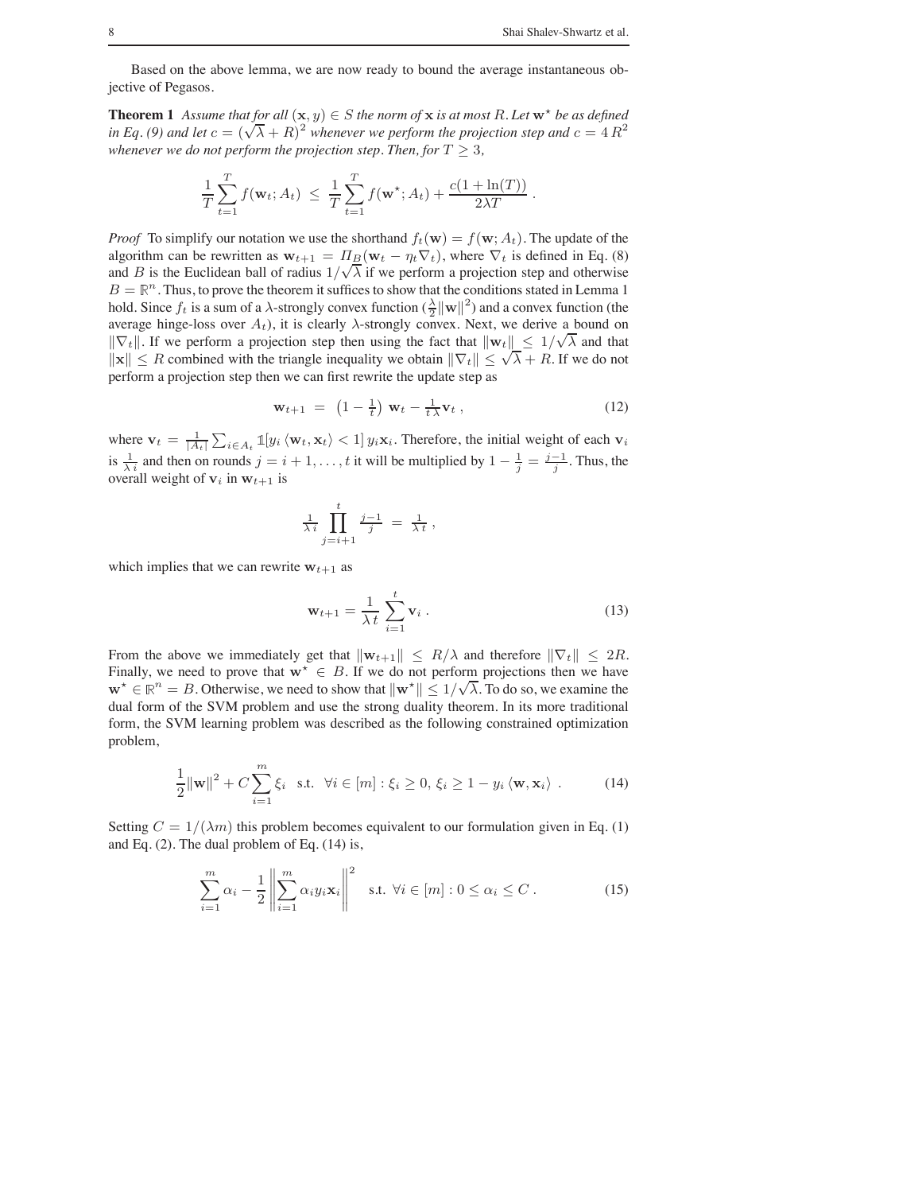Based on the above lemma, we are now ready to bound the average instantaneous objective of Pegasos.

**Theorem 1** *Assume that for all $(\mathbf{x}, y) \in S$ the norm of $\mathbf{x}$ is at most $R$. Let $\mathbf{w}^\star$ be as defined in Eq. (9) and let $c = (\sqrt{\lambda} + R)^2$ whenever we perform the projection step and $c = 4\,R^2$ whenever we do not perform the projection step. Then, for $T \geq 3$,*

$$\frac{1}{T}\sum_{t=1}^{T} f(\mathbf{w}_t; A_t) \;\leq\; \frac{1}{T}\sum_{t=1}^{T} f(\mathbf{w}^\star; A_t) + \frac{c(1+\ln(T))}{2\lambda T} \,.$$

*Proof* To simplify our notation we use the shorthand $f_t(\mathbf{w}) = f(\mathbf{w}; A_t)$. The update of the algorithm can be rewritten as $\mathbf{w}_{t+1} = \Pi_B(\mathbf{w}_t - \eta_t \nabla_t)$, where $\nabla_t$ is defined in Eq. (8) and $B$ is the Euclidean ball of radius $1/\sqrt{\lambda}$ if we perform a projection step and otherwise $B = \mathbb{R}^n$. Thus, to prove the theorem it suffices to show that the conditions stated in Lemma 1 hold. Since $f_t$ is a sum of a $\lambda$-strongly convex function ($\frac{\lambda}{2}\|\mathbf{w}\|^2$) and a convex function (the average hinge-loss over $A_t$), it is clearly $\lambda$-strongly convex. Next, we derive a bound on $\|\nabla_t\|$. If we perform a projection step then using the fact that $\|\mathbf{w}_t\| \leq 1/\sqrt{\lambda}$ and that $\|\mathbf{x}\| \leq R$ combined with the triangle inequality we obtain $\|\nabla_t\| \leq \sqrt{\lambda} + R$. If we do not perform a projection step then we can first rewrite the update step as

$$\mathbf{w}_{t+1} \;=\; \left(1 - \tfrac{1}{t}\right)\,\mathbf{w}_t - \tfrac{1}{t\,\lambda}\mathbf{v}_t \,, \tag{12}$$

where $\mathbf{v}_t = \frac{1}{|A_t|}\sum_{i \in A_t} \mathbb{1}[y_i \langle \mathbf{w}_t, \mathbf{x}_t \rangle < 1]\, y_i \mathbf{x}_i$. Therefore, the initial weight of each $\mathbf{v}_i$ is $\frac{1}{\lambda\, i}$ and then on rounds $j = i+1, \ldots, t$ it will be multiplied by $1 - \frac{1}{j} = \frac{j-1}{j}$. Thus, the overall weight of $\mathbf{v}_i$ in $\mathbf{w}_{t+1}$ is

$$\tfrac{1}{\lambda\, i} \prod_{j=i+1}^{t} \tfrac{j-1}{j} \;=\; \tfrac{1}{\lambda\, t} \,,$$

which implies that we can rewrite $\mathbf{w}_{t+1}$ as

$$\mathbf{w}_{t+1} = \frac{1}{\lambda\, t}\sum_{i=1}^{t} \mathbf{v}_i \,. \tag{13}$$

From the above we immediately get that $\|\mathbf{w}_{t+1}\| \leq R/\lambda$ and therefore $\|\nabla_t\| \leq 2R$. Finally, we need to prove that $\mathbf{w}^\star \in B$. If we do not perform projections then we have $\mathbf{w}^\star \in \mathbb{R}^n = B$. Otherwise, we need to show that $\|\mathbf{w}^\star\| \leq 1/\sqrt{\lambda}$. To do so, we examine the dual form of the SVM problem and use the strong duality theorem. In its more traditional form, the SVM learning problem was described as the following constrained optimization problem,

$$\frac{1}{2}\|\mathbf{w}\|^2 + C\sum_{i=1}^{m} \xi_i \quad \text{s.t.} \quad \forall i \in [m] : \xi_i \geq 0,\; \xi_i \geq 1 - y_i \langle \mathbf{w}, \mathbf{x}_i \rangle \,. \tag{14}$$

Setting $C = 1/(\lambda m)$ this problem becomes equivalent to our formulation given in Eq. (1) and Eq. (2). The dual problem of Eq. (14) is,

$$\sum_{i=1}^{m} \alpha_i - \frac{1}{2}\left\|\sum_{i=1}^{m} \alpha_i y_i \mathbf{x}_i\right\|^2 \quad \text{s.t.} \;\; \forall i \in [m] : 0 \leq \alpha_i \leq C \,. \tag{15}$$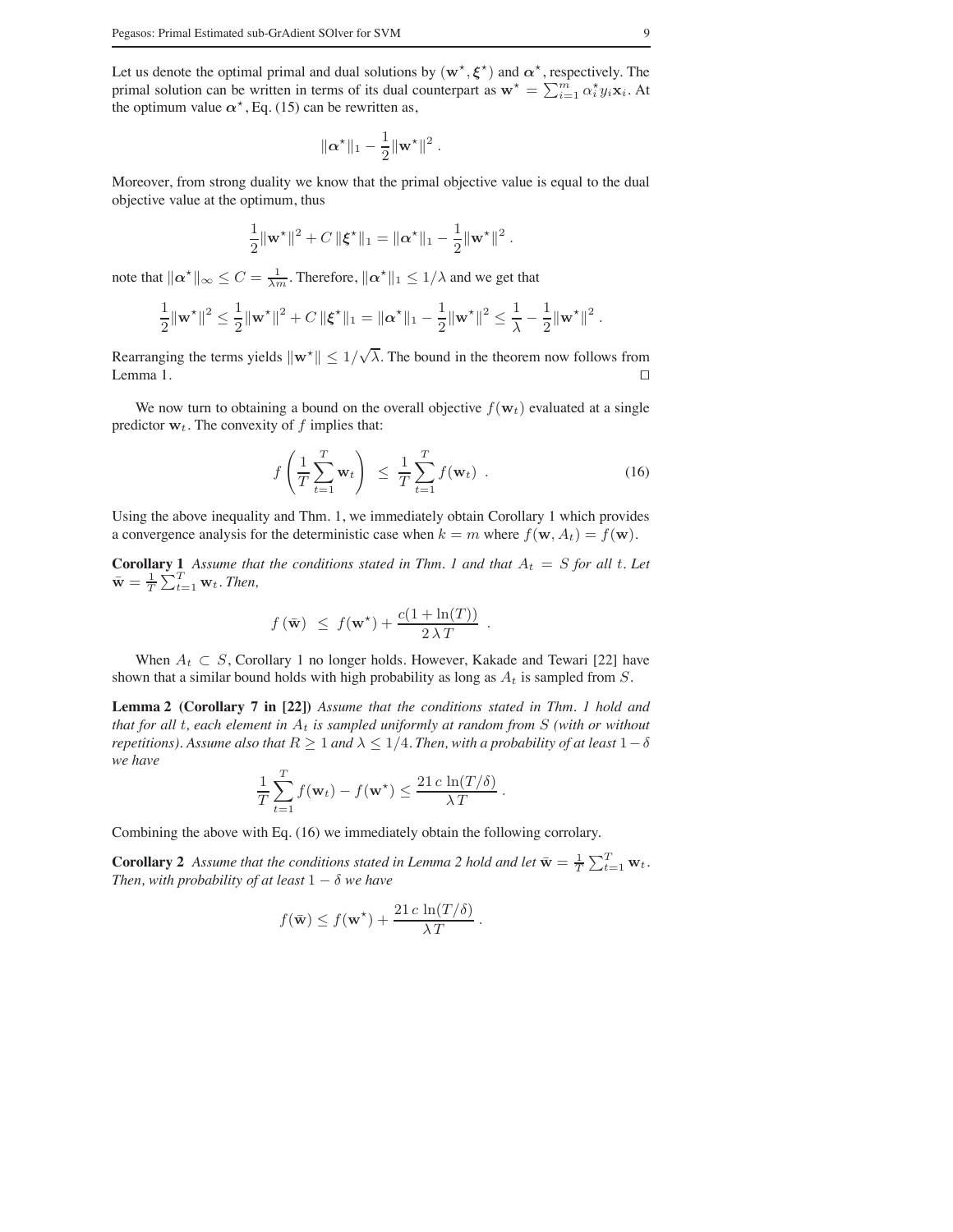Let us denote the optimal primal and dual solutions by $(\mathbf{w}^\star, \boldsymbol{\xi}^\star)$ and $\boldsymbol{\alpha}^\star$, respectively. The primal solution can be written in terms of its dual counterpart as $\mathbf{w}^\star = \sum_{i=1}^m \alpha_i^\star y_i \mathbf{x}_i$. At the optimum value $\boldsymbol{\alpha}^\star$, Eq. (15) can be rewritten as,

$$\|\boldsymbol{\alpha}^\star\|_1 - \frac{1}{2}\|\mathbf{w}^\star\|^2 .$$

Moreover, from strong duality we know that the primal objective value is equal to the dual objective value at the optimum, thus

$$\frac{1}{2}\|\mathbf{w}^\star\|^2 + C\,\|\boldsymbol{\xi}^\star\|_1 = \|\boldsymbol{\alpha}^\star\|_1 - \frac{1}{2}\|\mathbf{w}^\star\|^2 .$$

note that $\|\boldsymbol{\alpha}^\star\|_\infty \le C = \frac{1}{\lambda m}$. Therefore, $\|\boldsymbol{\alpha}^\star\|_1 \le 1/\lambda$ and we get that

$$\frac{1}{2}\|\mathbf{w}^\star\|^2 \le \frac{1}{2}\|\mathbf{w}^\star\|^2 + C\,\|\boldsymbol{\xi}^\star\|_1 = \|\boldsymbol{\alpha}^\star\|_1 - \frac{1}{2}\|\mathbf{w}^\star\|^2 \le \frac{1}{\lambda} - \frac{1}{2}\|\mathbf{w}^\star\|^2 .$$

Rearranging the terms yields $\|\mathbf{w}^\star\| \le 1/\sqrt{\lambda}$. The bound in the theorem now follows from Lemma 1. $\square$

We now turn to obtaining a bound on the overall objective $f(\mathbf{w}_t)$ evaluated at a single predictor $\mathbf{w}_t$. The convexity of $f$ implies that:

$$f\left(\frac{1}{T}\sum_{t=1}^{T}\mathbf{w}_t\right) \;\le\; \frac{1}{T}\sum_{t=1}^{T} f(\mathbf{w}_t) \;. \tag{16}$$

Using the above inequality and Thm. 1, we immediately obtain Corollary 1 which provides a convergence analysis for the deterministic case when $k = m$ where $f(\mathbf{w}, A_t) = f(\mathbf{w})$.

**Corollary 1** *Assume that the conditions stated in Thm. 1 and that $A_t = S$ for all $t$. Let $\bar{\mathbf{w}} = \frac{1}{T}\sum_{t=1}^T \mathbf{w}_t$. Then,*

$$f\left(\bar{\mathbf{w}}\right) \;\le\; f(\mathbf{w}^\star) + \frac{c(1+\ln(T))}{2\,\lambda\,T} \;.$$

When $A_t \subset S$, Corollary 1 no longer holds. However, Kakade and Tewari [22] have shown that a similar bound holds with high probability as long as $A_t$ is sampled from $S$.

**Lemma 2 (Corollary 7 in [22])** *Assume that the conditions stated in Thm. 1 hold and that for all $t$, each element in $A_t$ is sampled uniformly at random from $S$ (with or without repetitions). Assume also that $R \ge 1$ and $\lambda \le 1/4$. Then, with a probability of at least $1-\delta$ we have*

$$\frac{1}{T}\sum_{t=1}^{T} f(\mathbf{w}_t) - f(\mathbf{w}^\star) \le \frac{21\,c\,\ln(T/\delta)}{\lambda\,T} .$$

Combining the above with Eq. (16) we immediately obtain the following corrolary.

**Corollary 2** *Assume that the conditions stated in Lemma 2 hold and let $\bar{\mathbf{w}} = \frac{1}{T}\sum_{t=1}^T \mathbf{w}_t$. Then, with probability of at least $1-\delta$ we have*

$$f(\bar{\mathbf{w}}) \le f(\mathbf{w}^\star) + \frac{21\,c\,\ln(T/\delta)}{\lambda\,T} .$$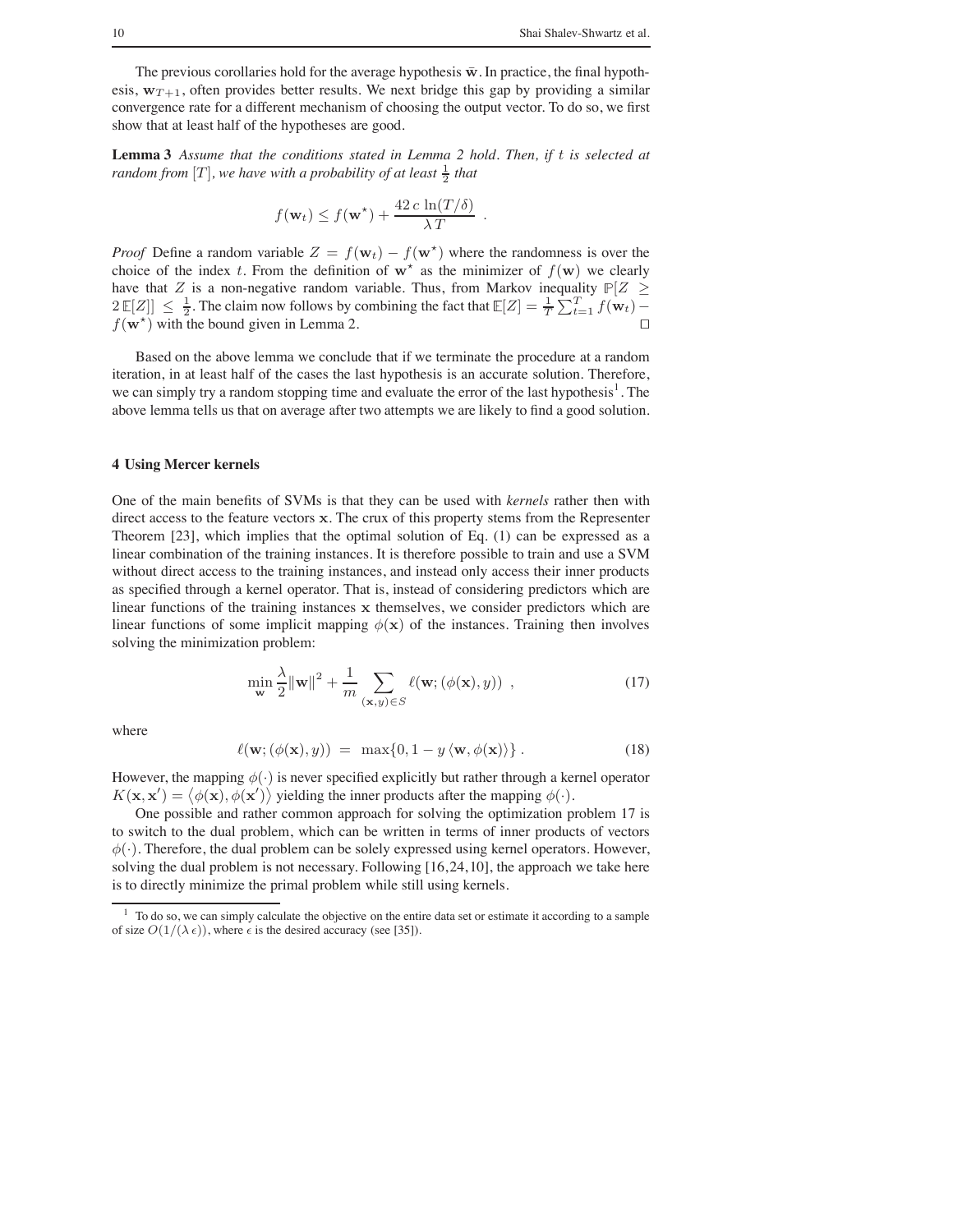The previous corollaries hold for the average hypothesis $\bar{\mathbf{w}}$. In practice, the final hypothesis, $\mathbf{w}_{T+1}$, often provides better results. We next bridge this gap by providing a similar convergence rate for a different mechanism of choosing the output vector. To do so, we first show that at least half of the hypotheses are good.

**Lemma 3** *Assume that the conditions stated in Lemma 2 hold. Then, if $t$ is selected at random from $[T]$, we have with a probability of at least $\frac{1}{2}$ that*

$$f(\mathbf{w}_t) \leq f(\mathbf{w}^\star) + \frac{42\, c\, \ln(T/\delta)}{\lambda\, T} \ .$$

*Proof* Define a random variable $Z = f(\mathbf{w}_t) - f(\mathbf{w}^\star)$ where the randomness is over the choice of the index $t$. From the definition of $\mathbf{w}^\star$ as the minimizer of $f(\mathbf{w})$ we clearly have that $Z$ is a non-negative random variable. Thus, from Markov inequality $\mathbb{P}[Z \geq 2\,\mathbb{E}[Z]] \leq \frac{1}{2}$. The claim now follows by combining the fact that $\mathbb{E}[Z] = \frac{1}{T}\sum_{t=1}^{T} f(\mathbf{w}_t) - f(\mathbf{w}^\star)$ with the bound given in Lemma 2. □

Based on the above lemma we conclude that if we terminate the procedure at a random iteration, in at least half of the cases the last hypothesis is an accurate solution. Therefore, we can simply try a random stopping time and evaluate the error of the last hypothesis[1]. The above lemma tells us that on average after two attempts we are likely to find a good solution.

## 4 Using Mercer kernels

One of the main benefits of SVMs is that they can be used with *kernels* rather then with direct access to the feature vectors $\mathbf{x}$. The crux of this property stems from the Representer Theorem [23], which implies that the optimal solution of Eq. (1) can be expressed as a linear combination of the training instances. It is therefore possible to train and use a SVM without direct access to the training instances, and instead only access their inner products as specified through a kernel operator. That is, instead of considering predictors which are linear functions of the training instances $\mathbf{x}$ themselves, we consider predictors which are linear functions of some implicit mapping $\phi(\mathbf{x})$ of the instances. Training then involves solving the minimization problem:

$$\min_{\mathbf{w}} \frac{\lambda}{2}\|\mathbf{w}\|^2 + \frac{1}{m}\sum_{(\mathbf{x},y)\in S} \ell(\mathbf{w};(\phi(\mathbf{x}),y)) \ , \tag{17}$$

where

$$\ell(\mathbf{w};(\phi(\mathbf{x}),y)) \ = \ \max\{0, 1 - y\,\langle \mathbf{w}, \phi(\mathbf{x})\rangle\} \ . \tag{18}$$

However, the mapping $\phi(\cdot)$ is never specified explicitly but rather through a kernel operator $K(\mathbf{x},\mathbf{x}') = \langle \phi(\mathbf{x}), \phi(\mathbf{x}')\rangle$ yielding the inner products after the mapping $\phi(\cdot)$.

One possible and rather common approach for solving the optimization problem 17 is to switch to the dual problem, which can be written in terms of inner products of vectors $\phi(\cdot)$. Therefore, the dual problem can be solely expressed using kernel operators. However, solving the dual problem is not necessary. Following [16,24,10], the approach we take here is to directly minimize the primal problem while still using kernels.

[1] To do so, we can simply calculate the objective on the entire data set or estimate it according to a sample of size $O(1/(\lambda\,\epsilon))$, where $\epsilon$ is the desired accuracy (see [35]).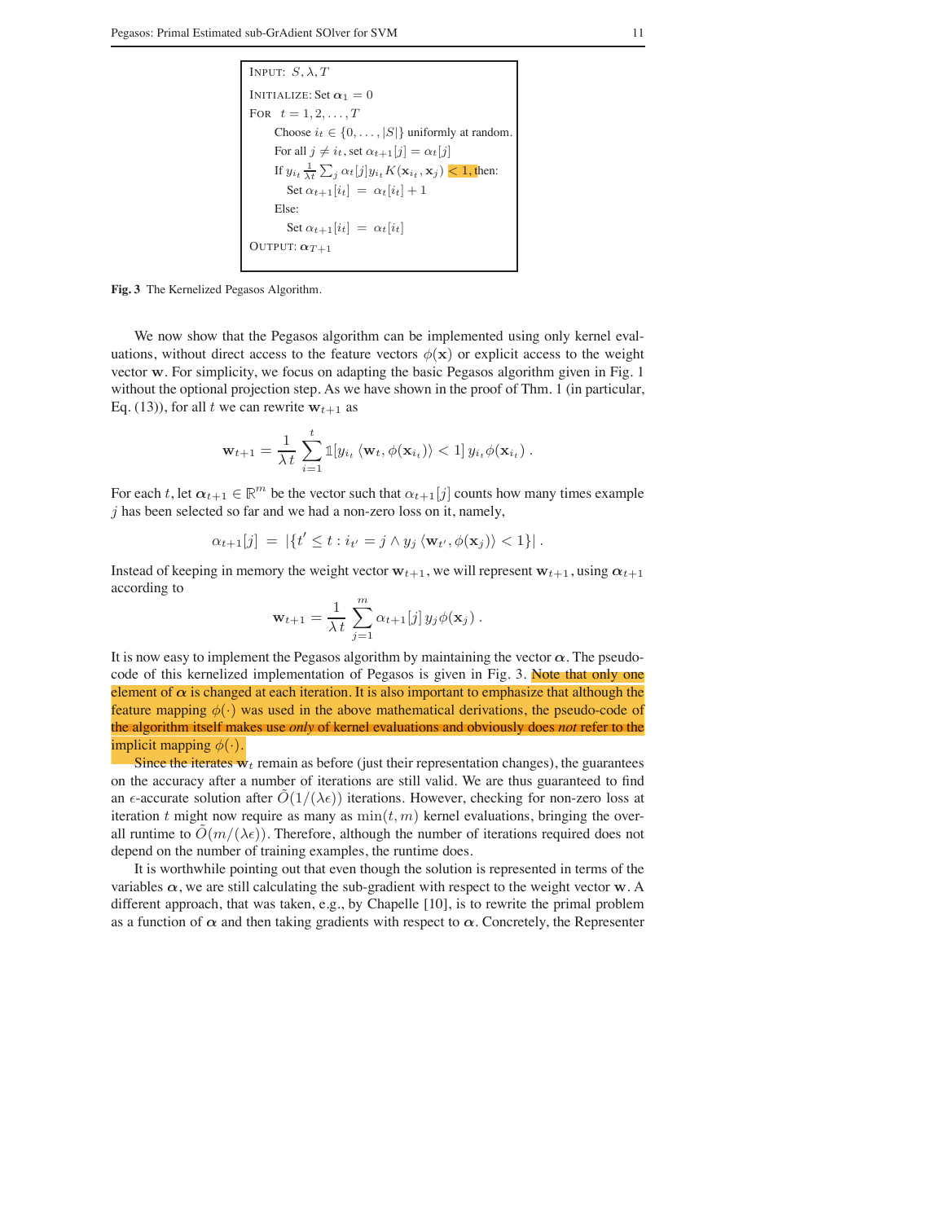```
INPUT: S, λ, T
INITIALIZE: Set α_1 = 0
FOR t = 1, 2, ..., T
    Choose i_t ∈ {0, ..., |S|} uniformly at random.
    For all j ≠ i_t, set α_{t+1}[j] = α_t[j]
    If y_{i_t} (1/(λt)) Σ_j α_t[j] y_{i_t} K(x_{i_t}, x_j) < 1, then:
        Set α_{t+1}[i_t] = α_t[i_t] + 1
    Else:
        Set α_{t+1}[i_t] = α_t[i_t]
OUTPUT: α_{T+1}
```

**Fig. 3** The Kernelized Pegasos Algorithm.

We now show that the Pegasos algorithm can be implemented using only kernel evaluations, without direct access to the feature vectors $\phi(\mathbf{x})$ or explicit access to the weight vector $\mathbf{w}$. For simplicity, we focus on adapting the basic Pegasos algorithm given in Fig. 1 without the optional projection step. As we have shown in the proof of Thm. 1 (in particular, Eq. (13)), for all $t$ we can rewrite $\mathbf{w}_{t+1}$ as

$$\mathbf{w}_{t+1} = \frac{1}{\lambda t} \sum_{i=1}^{t} \mathbb{1}[y_{i_t} \langle \mathbf{w}_t, \phi(\mathbf{x}_{i_t}) \rangle < 1] \, y_{i_t} \phi(\mathbf{x}_{i_t}) \, .$$

For each $t$, let $\boldsymbol{\alpha}_{t+1} \in \mathbb{R}^m$ be the vector such that $\alpha_{t+1}[j]$ counts how many times example $j$ has been selected so far and we had a non-zero loss on it, namely,

$$\alpha_{t+1}[j] \; = \; |\{t' \leq t : i_{t'} = j \wedge y_j \langle \mathbf{w}_{t'}, \phi(\mathbf{x}_j) \rangle < 1\}| \, .$$

Instead of keeping in memory the weight vector $\mathbf{w}_{t+1}$, we will represent $\mathbf{w}_{t+1}$, using $\boldsymbol{\alpha}_{t+1}$ according to

$$\mathbf{w}_{t+1} = \frac{1}{\lambda t} \sum_{j=1}^{m} \alpha_{t+1}[j] \, y_j \phi(\mathbf{x}_j) \, .$$

It is now easy to implement the Pegasos algorithm by maintaining the vector $\boldsymbol{\alpha}$. The pseudo-code of this kernelized implementation of Pegasos is given in Fig. 3. Note that only one element of $\boldsymbol{\alpha}$ is changed at each iteration. It is also important to emphasize that although the feature mapping $\phi(\cdot)$ was used in the above mathematical derivations, the pseudo-code of the algorithm itself makes use *only* of kernel evaluations and obviously does *not* refer to the implicit mapping $\phi(\cdot)$.

Since the iterates $\mathbf{w}_t$ remain as before (just their representation changes), the guarantees on the accuracy after a number of iterations are still valid. We are thus guaranteed to find an $\epsilon$-accurate solution after $\tilde{O}(1/(\lambda\epsilon))$ iterations. However, checking for non-zero loss at iteration $t$ might now require as many as $\min(t, m)$ kernel evaluations, bringing the overall runtime to $\tilde{O}(m/(\lambda\epsilon))$. Therefore, although the number of iterations required does not depend on the number of training examples, the runtime does.

It is worthwhile pointing out that even though the solution is represented in terms of the variables $\boldsymbol{\alpha}$, we are still calculating the sub-gradient with respect to the weight vector $\mathbf{w}$. A different approach, that was taken, e.g., by Chapelle [10], is to rewrite the primal problem as a function of $\boldsymbol{\alpha}$ and then taking gradients with respect to $\boldsymbol{\alpha}$. Concretely, the Representer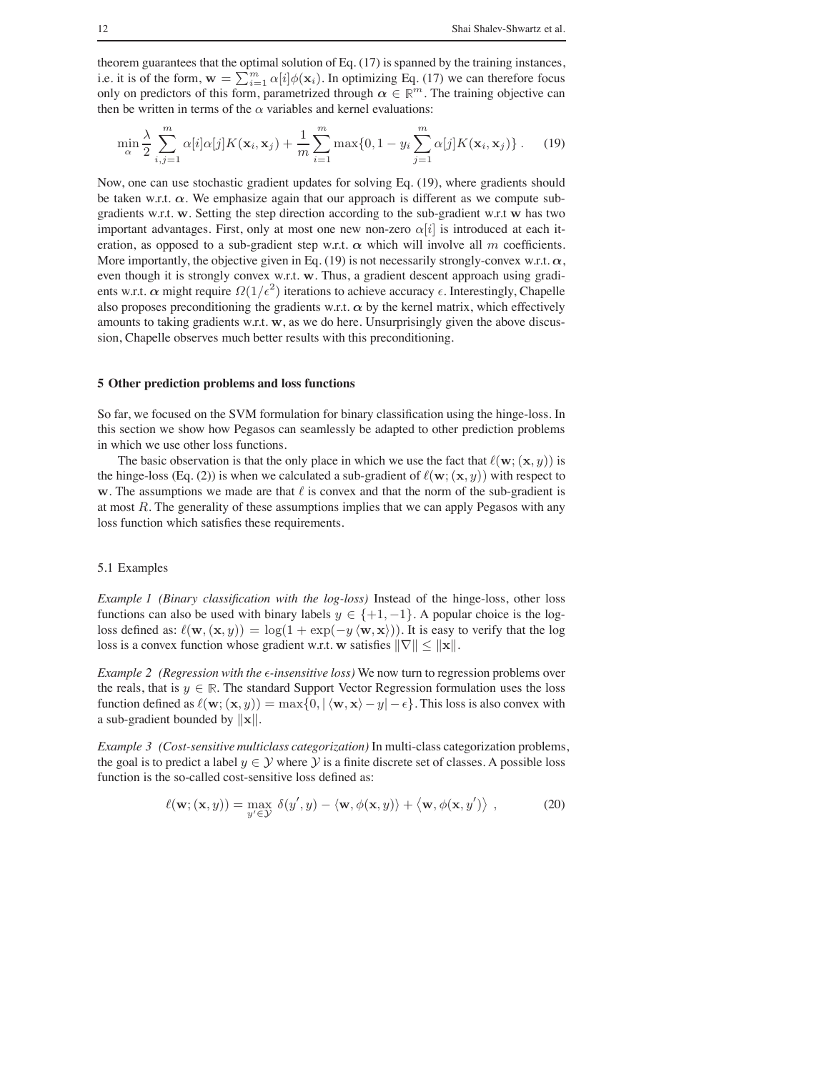theorem guarantees that the optimal solution of Eq. (17) is spanned by the training instances, i.e. it is of the form, $\mathbf{w} = \sum_{i=1}^{m} \alpha[i]\phi(\mathbf{x}_i)$. In optimizing Eq. (17) we can therefore focus only on predictors of this form, parametrized through $\boldsymbol{\alpha} \in \mathbb{R}^m$. The training objective can then be written in terms of the $\alpha$ variables and kernel evaluations:

$$\min_{\alpha} \frac{\lambda}{2} \sum_{i,j=1}^{m} \alpha[i]\alpha[j]K(\mathbf{x}_i, \mathbf{x}_j) + \frac{1}{m} \sum_{i=1}^{m} \max\{0, 1 - y_i \sum_{j=1}^{m} \alpha[j]K(\mathbf{x}_i, \mathbf{x}_j)\} . \quad (19)$$

Now, one can use stochastic gradient updates for solving Eq. (19), where gradients should be taken w.r.t. $\boldsymbol{\alpha}$. We emphasize again that our approach is different as we compute sub-gradients w.r.t. $\mathbf{w}$. Setting the step direction according to the sub-gradient w.r.t $\mathbf{w}$ has two important advantages. First, only at most one new non-zero $\alpha[i]$ is introduced at each iteration, as opposed to a sub-gradient step w.r.t. $\boldsymbol{\alpha}$ which will involve all $m$ coefficients. More importantly, the objective given in Eq. (19) is not necessarily strongly-convex w.r.t. $\boldsymbol{\alpha}$, even though it is strongly convex w.r.t. $\mathbf{w}$. Thus, a gradient descent approach using gradients w.r.t. $\boldsymbol{\alpha}$ might require $\Omega(1/\epsilon^2)$ iterations to achieve accuracy $\epsilon$. Interestingly, Chapelle also proposes preconditioning the gradients w.r.t. $\boldsymbol{\alpha}$ by the kernel matrix, which effectively amounts to taking gradients w.r.t. $\mathbf{w}$, as we do here. Unsurprisingly given the above discussion, Chapelle observes much better results with this preconditioning.

## 5 Other prediction problems and loss functions

So far, we focused on the SVM formulation for binary classification using the hinge-loss. In this section we show how Pegasos can seamlessly be adapted to other prediction problems in which we use other loss functions.

The basic observation is that the only place in which we use the fact that $\ell(\mathbf{w}; (\mathbf{x}, y))$ is the hinge-loss (Eq. (2)) is when we calculated a sub-gradient of $\ell(\mathbf{w}; (\mathbf{x}, y))$ with respect to $\mathbf{w}$. The assumptions we made are that $\ell$ is convex and that the norm of the sub-gradient is at most $R$. The generality of these assumptions implies that we can apply Pegasos with any loss function which satisfies these requirements.

### 5.1 Examples

*Example 1 (Binary classification with the log-loss)* Instead of the hinge-loss, other loss functions can also be used with binary labels $y \in \{+1, -1\}$. A popular choice is the log-loss defined as: $\ell(\mathbf{w}, (\mathbf{x}, y)) = \log(1 + \exp(-y \langle \mathbf{w}, \mathbf{x} \rangle))$. It is easy to verify that the log loss is a convex function whose gradient w.r.t. $\mathbf{w}$ satisfies $\|\nabla\| \leq \|\mathbf{x}\|$.

*Example 2 (Regression with the $\epsilon$-insensitive loss)* We now turn to regression problems over the reals, that is $y \in \mathbb{R}$. The standard Support Vector Regression formulation uses the loss function defined as $\ell(\mathbf{w}; (\mathbf{x}, y)) = \max\{0, |\langle \mathbf{w}, \mathbf{x} \rangle - y| - \epsilon\}$. This loss is also convex with a sub-gradient bounded by $\|\mathbf{x}\|$.

*Example 3 (Cost-sensitive multiclass categorization)* In multi-class categorization problems, the goal is to predict a label $y \in \mathcal{Y}$ where $\mathcal{Y}$ is a finite discrete set of classes. A possible loss function is the so-called cost-sensitive loss defined as:

$$\ell(\mathbf{w}; (\mathbf{x}, y)) = \max_{y' \in \mathcal{Y}} \delta(y', y) - \langle \mathbf{w}, \phi(\mathbf{x}, y) \rangle + \langle \mathbf{w}, \phi(\mathbf{x}, y') \rangle , \quad (20)$$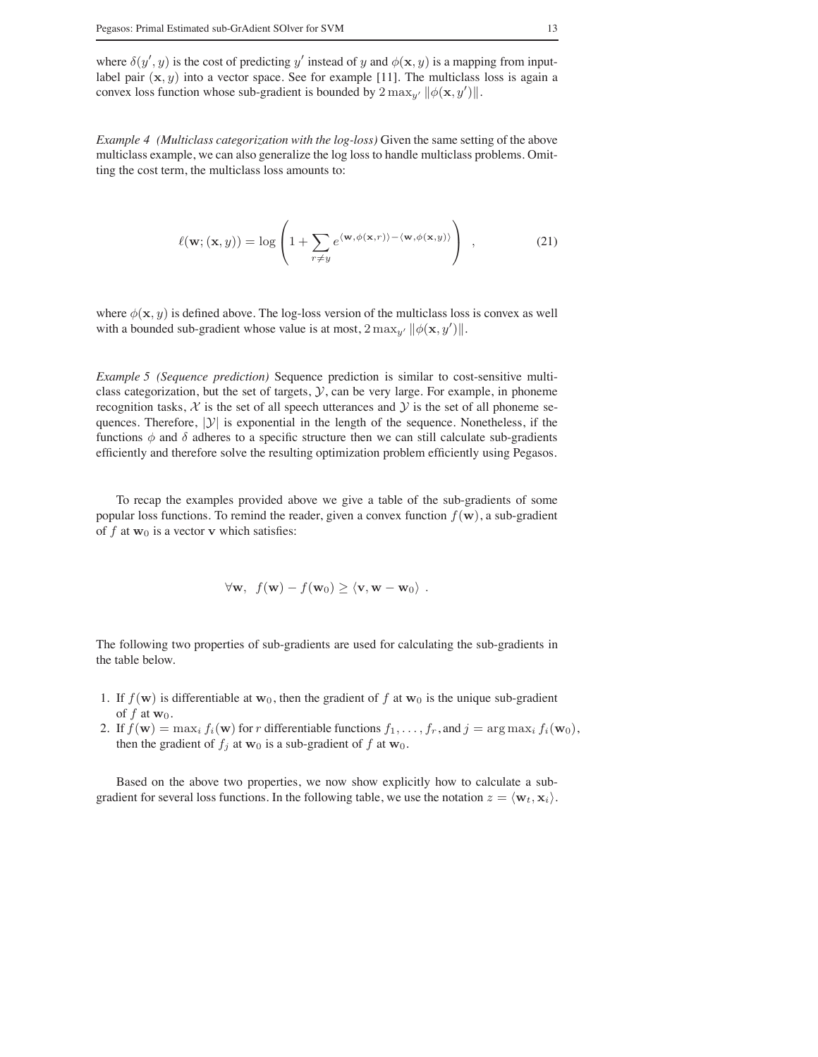where $\delta(y', y)$ is the cost of predicting $y'$ instead of $y$ and $\phi(\mathbf{x}, y)$ is a mapping from input-label pair $(\mathbf{x}, y)$ into a vector space. See for example [11]. The multiclass loss is again a convex loss function whose sub-gradient is bounded by $2 \max_{y'} \|\phi(\mathbf{x}, y')\|$.

*Example 4 (Multiclass categorization with the log-loss)* Given the same setting of the above multiclass example, we can also generalize the log loss to handle multiclass problems. Omitting the cost term, the multiclass loss amounts to:

$$\ell(\mathbf{w}; (\mathbf{x}, y)) = \log \left( 1 + \sum_{r \neq y} e^{\langle \mathbf{w}, \phi(\mathbf{x}, r) \rangle - \langle \mathbf{w}, \phi(\mathbf{x}, y) \rangle} \right) \quad , \tag{21}$$

where $\phi(\mathbf{x}, y)$ is defined above. The log-loss version of the multiclass loss is convex as well with a bounded sub-gradient whose value is at most, $2 \max_{y'} \|\phi(\mathbf{x}, y')\|$.

*Example 5 (Sequence prediction)* Sequence prediction is similar to cost-sensitive multi-class categorization, but the set of targets, $\mathcal{Y}$, can be very large. For example, in phoneme recognition tasks, $\mathcal{X}$ is the set of all speech utterances and $\mathcal{Y}$ is the set of all phoneme sequences. Therefore, $|\mathcal{Y}|$ is exponential in the length of the sequence. Nonetheless, if the functions $\phi$ and $\delta$ adheres to a specific structure then we can still calculate sub-gradients efficiently and therefore solve the resulting optimization problem efficiently using Pegasos.

To recap the examples provided above we give a table of the sub-gradients of some popular loss functions. To remind the reader, given a convex function $f(\mathbf{w})$, a sub-gradient of $f$ at $\mathbf{w}_0$ is a vector $\mathbf{v}$ which satisfies:

$$\forall \mathbf{w}, \;\; f(\mathbf{w}) - f(\mathbf{w}_0) \geq \langle \mathbf{v}, \mathbf{w} - \mathbf{w}_0 \rangle \; .$$

The following two properties of sub-gradients are used for calculating the sub-gradients in the table below.

1. If $f(\mathbf{w})$ is differentiable at $\mathbf{w}_0$, then the gradient of $f$ at $\mathbf{w}_0$ is the unique sub-gradient of $f$ at $\mathbf{w}_0$.
2. If $f(\mathbf{w}) = \max_i f_i(\mathbf{w})$ for $r$ differentiable functions $f_1, \ldots, f_r$, and $j = \arg\max_i f_i(\mathbf{w}_0)$, then the gradient of $f_j$ at $\mathbf{w}_0$ is a sub-gradient of $f$ at $\mathbf{w}_0$.

Based on the above two properties, we now show explicitly how to calculate a sub-gradient for several loss functions. In the following table, we use the notation $z = \langle \mathbf{w}_t, \mathbf{x}_i \rangle$.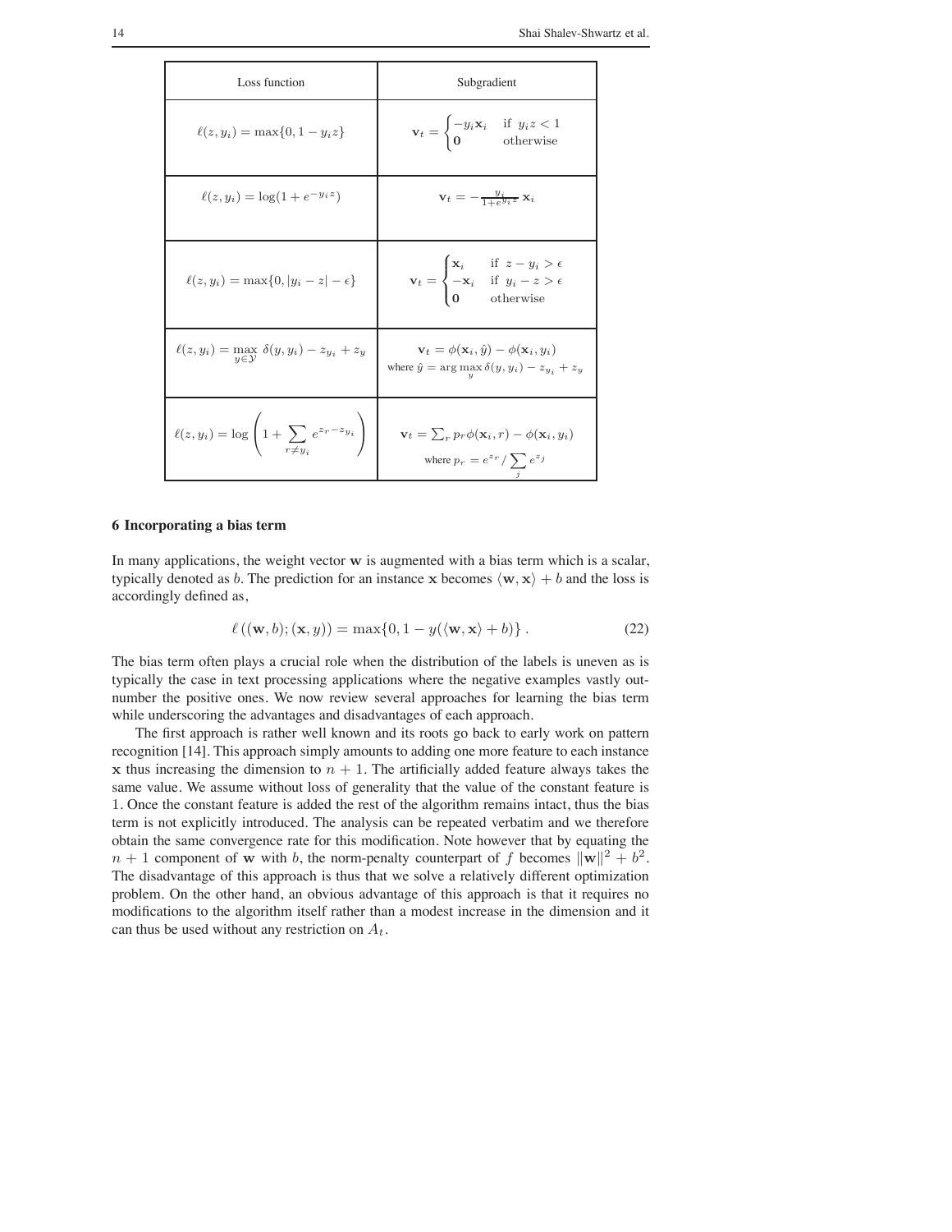| Loss function | Subgradient |
|---|---|
| $\ell(z, y_i) = \max\{0, 1 - y_i z\}$ | $\mathbf{v}_t = \begin{cases} -y_i \mathbf{x}_i & \text{if } y_i z < 1 \\ \mathbf{0} & \text{otherwise} \end{cases}$ |
| $\ell(z, y_i) = \log(1 + e^{-y_i z})$ | $\mathbf{v}_t = -\frac{y_i}{1+e^{y_i z}} \mathbf{x}_i$ |
| $\ell(z, y_i) = \max\{0, \|y_i - z\| - \epsilon\}$ | $\mathbf{v}_t = \begin{cases} \mathbf{x}_i & \text{if } z - y_i > \epsilon \\ -\mathbf{x}_i & \text{if } y_i - z > \epsilon \\ \mathbf{0} & \text{otherwise} \end{cases}$ |
| $\ell(z, y_i) = \max_{y \in \mathcal{Y}} \delta(y, y_i) - z_{y_i} + z_y$ | $\mathbf{v}_t = \phi(\mathbf{x}_i, \hat{y}) - \phi(\mathbf{x}_i, y_i)$ where $\hat{y} = \arg\max_y \delta(y, y_i) - z_{y_i} + z_y$ |
| $\ell(z, y_i) = \log\left(1 + \sum_{r \neq y_i} e^{z_r - z_{y_i}}\right)$ | $\mathbf{v}_t = \sum_r p_r \phi(\mathbf{x}_i, r) - \phi(\mathbf{x}_i, y_i)$ where $p_r = e^{z_r} / \sum_j e^{z_j}$ |

## 6 Incorporating a bias term

In many applications, the weight vector $\mathbf{w}$ is augmented with a bias term which is a scalar, typically denoted as $b$. The prediction for an instance $\mathbf{x}$ becomes $\langle \mathbf{w}, \mathbf{x} \rangle + b$ and the loss is accordingly defined as,

$$\ell\left((\mathbf{w}, b); (\mathbf{x}, y)\right) = \max\{0, 1 - y(\langle \mathbf{w}, \mathbf{x} \rangle + b)\} . \tag{22}$$

The bias term often plays a crucial role when the distribution of the labels is uneven as is typically the case in text processing applications where the negative examples vastly outnumber the positive ones. We now review several approaches for learning the bias term while underscoring the advantages and disadvantages of each approach.

The first approach is rather well known and its roots go back to early work on pattern recognition [14]. This approach simply amounts to adding one more feature to each instance $\mathbf{x}$ thus increasing the dimension to $n + 1$. The artificially added feature always takes the same value. We assume without loss of generality that the value of the constant feature is 1. Once the constant feature is added the rest of the algorithm remains intact, thus the bias term is not explicitly introduced. The analysis can be repeated verbatim and we therefore obtain the same convergence rate for this modification. Note however that by equating the $n + 1$ component of $\mathbf{w}$ with $b$, the norm-penalty counterpart of $f$ becomes $\|\mathbf{w}\|^2 + b^2$. The disadvantage of this approach is thus that we solve a relatively different optimization problem. On the other hand, an obvious advantage of this approach is that it requires no modifications to the algorithm itself rather than a modest increase in the dimension and it can thus be used without any restriction on $A_t$.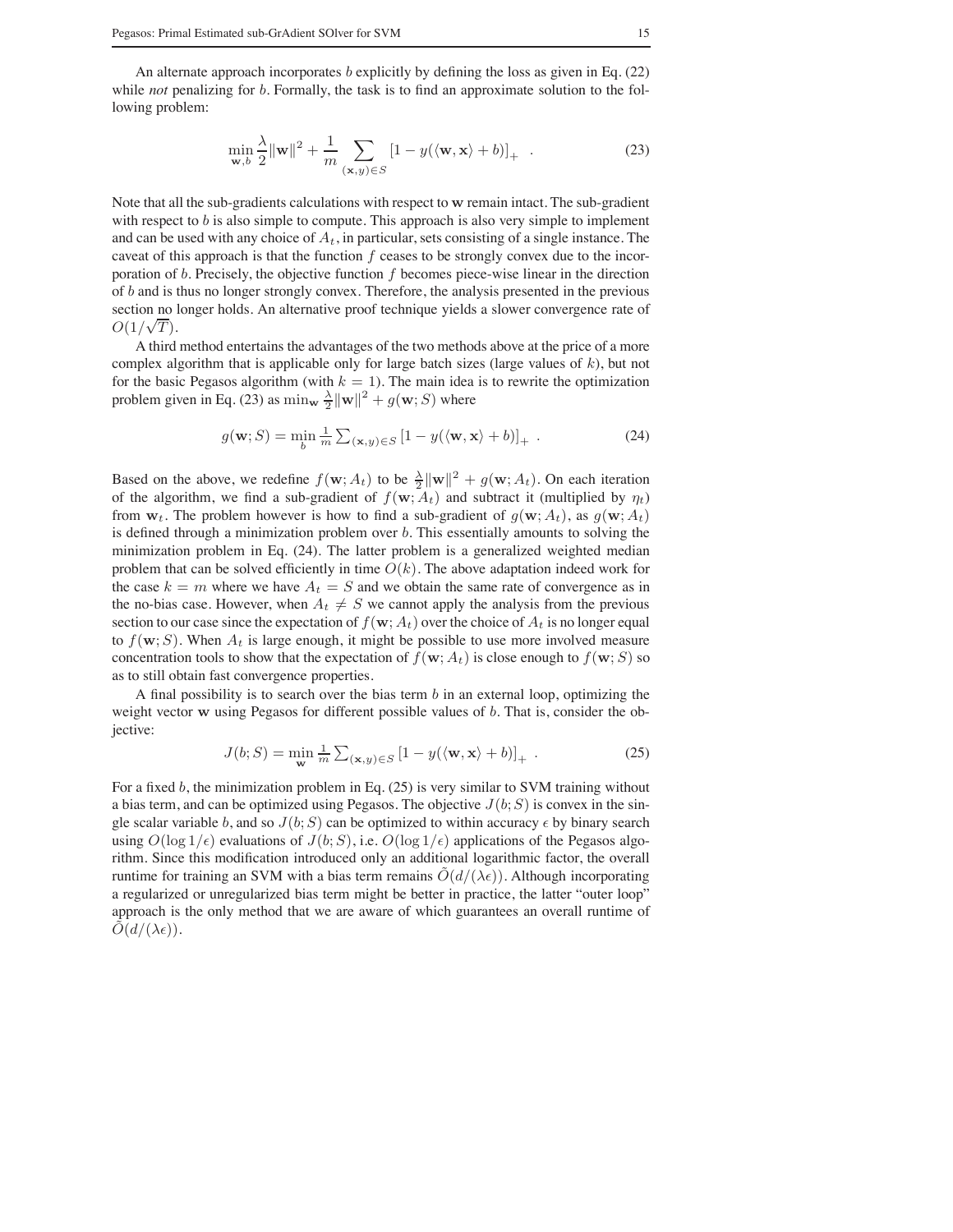An alternate approach incorporates $b$ explicitly by defining the loss as given in Eq. (22) while *not* penalizing for $b$. Formally, the task is to find an approximate solution to the following problem:

$$\min_{\mathbf{w},b} \frac{\lambda}{2}\|\mathbf{w}\|^2 + \frac{1}{m}\sum_{(\mathbf{x},y)\in S} \left[1 - y(\langle \mathbf{w}, \mathbf{x}\rangle + b)\right]_+ \ . \tag{23}$$

Note that all the sub-gradients calculations with respect to $\mathbf{w}$ remain intact. The sub-gradient with respect to $b$ is also simple to compute. This approach is also very simple to implement and can be used with any choice of $A_t$, in particular, sets consisting of a single instance. The caveat of this approach is that the function $f$ ceases to be strongly convex due to the incorporation of $b$. Precisely, the objective function $f$ becomes piece-wise linear in the direction of $b$ and is thus no longer strongly convex. Therefore, the analysis presented in the previous section no longer holds. An alternative proof technique yields a slower convergence rate of $O(1/\sqrt{T})$.

A third method entertains the advantages of the two methods above at the price of a more complex algorithm that is applicable only for large batch sizes (large values of $k$), but not for the basic Pegasos algorithm (with $k = 1$). The main idea is to rewrite the optimization problem given in Eq. (23) as $\min_{\mathbf{w}} \frac{\lambda}{2}\|\mathbf{w}\|^2 + g(\mathbf{w}; S)$ where

$$g(\mathbf{w}; S) = \min_{b} \tfrac{1}{m}\textstyle\sum_{(\mathbf{x},y)\in S} \left[1 - y(\langle \mathbf{w}, \mathbf{x}\rangle + b)\right]_+ \ . \tag{24}$$

Based on the above, we redefine $f(\mathbf{w}; A_t)$ to be $\frac{\lambda}{2}\|\mathbf{w}\|^2 + g(\mathbf{w}; A_t)$. On each iteration of the algorithm, we find a sub-gradient of $f(\mathbf{w}; A_t)$ and subtract it (multiplied by $\eta_t$) from $\mathbf{w}_t$. The problem however is how to find a sub-gradient of $g(\mathbf{w}; A_t)$, as $g(\mathbf{w}; A_t)$ is defined through a minimization problem over $b$. This essentially amounts to solving the minimization problem in Eq. (24). The latter problem is a generalized weighted median problem that can be solved efficiently in time $O(k)$. The above adaptation indeed work for the case $k = m$ where we have $A_t = S$ and we obtain the same rate of convergence as in the no-bias case. However, when $A_t \neq S$ we cannot apply the analysis from the previous section to our case since the expectation of $f(\mathbf{w}; A_t)$ over the choice of $A_t$ is no longer equal to $f(\mathbf{w}; S)$. When $A_t$ is large enough, it might be possible to use more involved measure concentration tools to show that the expectation of $f(\mathbf{w}; A_t)$ is close enough to $f(\mathbf{w}; S)$ so as to still obtain fast convergence properties.

A final possibility is to search over the bias term $b$ in an external loop, optimizing the weight vector $\mathbf{w}$ using Pegasos for different possible values of $b$. That is, consider the objective:

$$J(b; S) = \min_{\mathbf{w}} \tfrac{1}{m}\textstyle\sum_{(\mathbf{x},y)\in S} \left[1 - y(\langle \mathbf{w}, \mathbf{x}\rangle + b)\right]_+ \ . \tag{25}$$

For a fixed $b$, the minimization problem in Eq. (25) is very similar to SVM training without a bias term, and can be optimized using Pegasos. The objective $J(b; S)$ is convex in the single scalar variable $b$, and so $J(b; S)$ can be optimized to within accuracy $\epsilon$ by binary search using $O(\log 1/\epsilon)$ evaluations of $J(b; S)$, i.e. $O(\log 1/\epsilon)$ applications of the Pegasos algorithm. Since this modification introduced only an additional logarithmic factor, the overall runtime for training an SVM with a bias term remains $\tilde{O}(d/(\lambda\epsilon))$. Although incorporating a regularized or unregularized bias term might be better in practice, the latter "outer loop" approach is the only method that we are aware of which guarantees an overall runtime of $\tilde{O}(d/(\lambda\epsilon))$.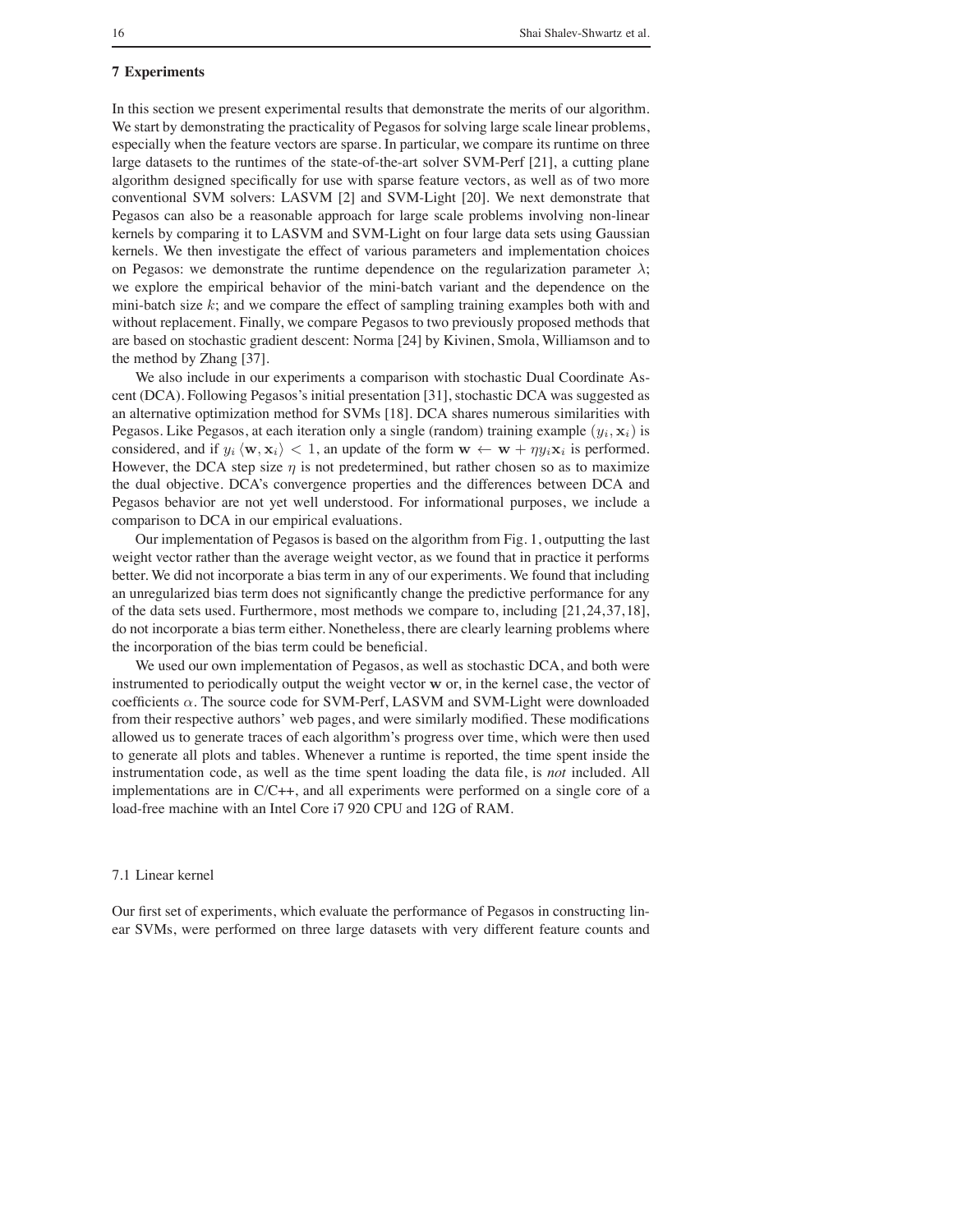## 7 Experiments

In this section we present experimental results that demonstrate the merits of our algorithm. We start by demonstrating the practicality of Pegasos for solving large scale linear problems, especially when the feature vectors are sparse. In particular, we compare its runtime on three large datasets to the runtimes of the state-of-the-art solver SVM-Perf [21], a cutting plane algorithm designed specifically for use with sparse feature vectors, as well as of two more conventional SVM solvers: LASVM [2] and SVM-Light [20]. We next demonstrate that Pegasos can also be a reasonable approach for large scale problems involving non-linear kernels by comparing it to LASVM and SVM-Light on four large data sets using Gaussian kernels. We then investigate the effect of various parameters and implementation choices on Pegasos: we demonstrate the runtime dependence on the regularization parameter $\lambda$; we explore the empirical behavior of the mini-batch variant and the dependence on the mini-batch size $k$; and we compare the effect of sampling training examples both with and without replacement. Finally, we compare Pegasos to two previously proposed methods that are based on stochastic gradient descent: Norma [24] by Kivinen, Smola, Williamson and to the method by Zhang [37].

We also include in our experiments a comparison with stochastic Dual Coordinate Ascent (DCA). Following Pegasos's initial presentation [31], stochastic DCA was suggested as an alternative optimization method for SVMs [18]. DCA shares numerous similarities with Pegasos. Like Pegasos, at each iteration only a single (random) training example $(y_i, \mathbf{x}_i)$ is considered, and if $y_i \langle \mathbf{w}, \mathbf{x}_i \rangle < 1$, an update of the form $\mathbf{w} \leftarrow \mathbf{w} + \eta y_i \mathbf{x}_i$ is performed. However, the DCA step size $\eta$ is not predetermined, but rather chosen so as to maximize the dual objective. DCA's convergence properties and the differences between DCA and Pegasos behavior are not yet well understood. For informational purposes, we include a comparison to DCA in our empirical evaluations.

Our implementation of Pegasos is based on the algorithm from Fig. 1, outputting the last weight vector rather than the average weight vector, as we found that in practice it performs better. We did not incorporate a bias term in any of our experiments. We found that including an unregularized bias term does not significantly change the predictive performance for any of the data sets used. Furthermore, most methods we compare to, including [21,24,37,18], do not incorporate a bias term either. Nonetheless, there are clearly learning problems where the incorporation of the bias term could be beneficial.

We used our own implementation of Pegasos, as well as stochastic DCA, and both were instrumented to periodically output the weight vector $\mathbf{w}$ or, in the kernel case, the vector of coefficients $\alpha$. The source code for SVM-Perf, LASVM and SVM-Light were downloaded from their respective authors' web pages, and were similarly modified. These modifications allowed us to generate traces of each algorithm's progress over time, which were then used to generate all plots and tables. Whenever a runtime is reported, the time spent inside the instrumentation code, as well as the time spent loading the data file, is *not* included. All implementations are in C/C++, and all experiments were performed on a single core of a load-free machine with an Intel Core i7 920 CPU and 12G of RAM.

### 7.1 Linear kernel

Our first set of experiments, which evaluate the performance of Pegasos in constructing linear SVMs, were performed on three large datasets with very different feature counts and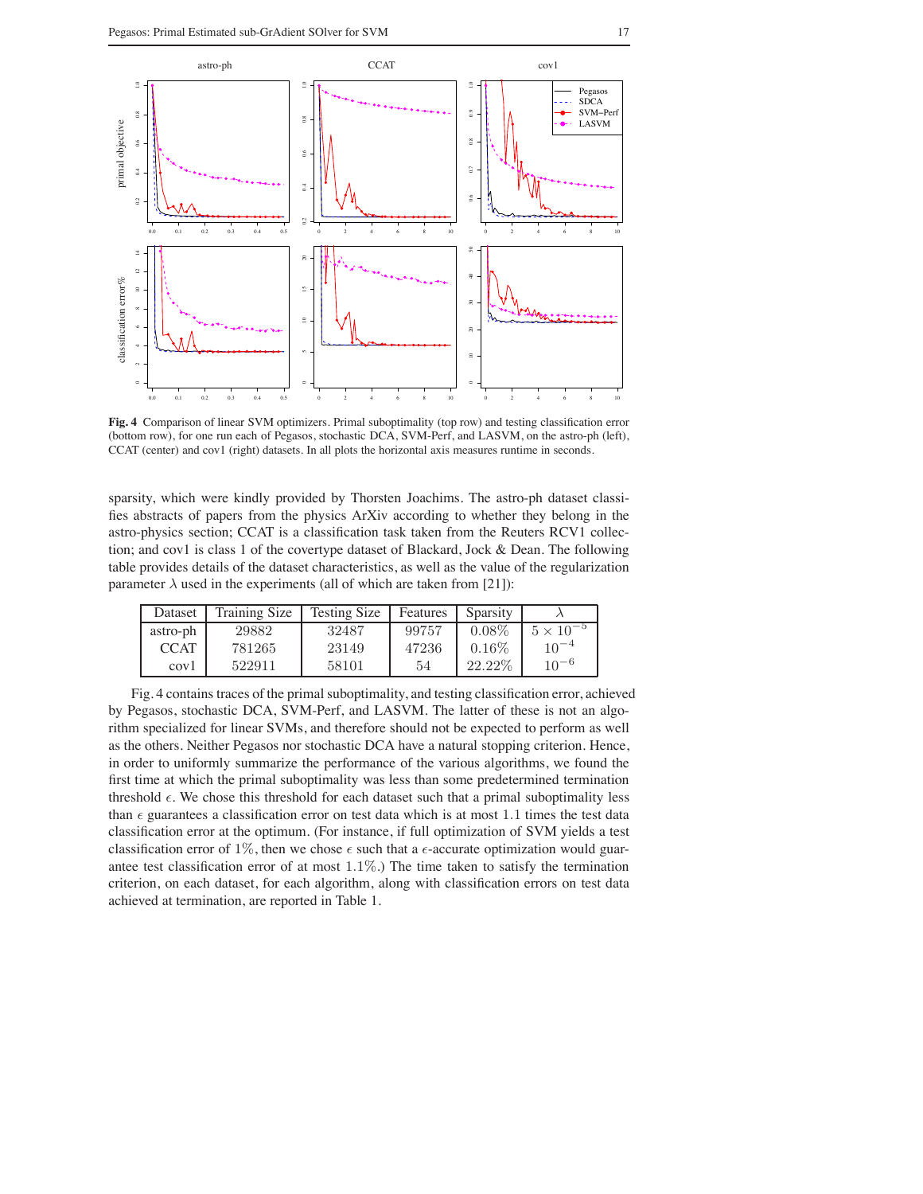**Fig. 4** Comparison of linear SVM optimizers. Primal suboptimality (top row) and testing classification error (bottom row), for one run each of Pegasos, stochastic DCA, SVM-Perf, and LASVM, on the astro-ph (left), CCAT (center) and cov1 (right) datasets. In all plots the horizontal axis measures runtime in seconds.

sparsity, which were kindly provided by Thorsten Joachims. The astro-ph dataset classifies abstracts of papers from the physics ArXiv according to whether they belong in the astro-physics section; CCAT is a classification task taken from the Reuters RCV1 collection; and cov1 is class 1 of the covertype dataset of Blackard, Jock & Dean. The following table provides details of the dataset characteristics, as well as the value of the regularization parameter $\lambda$ used in the experiments (all of which are taken from [21]):

| Dataset | Training Size | Testing Size | Features | Sparsity | $\lambda$ |
|---|---|---|---|---|---|
| astro-ph | 29882 | 32487 | 99757 | 0.08% | $5 \times 10^{-5}$ |
| CCAT | 781265 | 23149 | 47236 | 0.16% | $10^{-4}$ |
| cov1 | 522911 | 58101 | 54 | 22.22% | $10^{-6}$ |

Fig. 4 contains traces of the primal suboptimality, and testing classification error, achieved by Pegasos, stochastic DCA, SVM-Perf, and LASVM. The latter of these is not an algorithm specialized for linear SVMs, and therefore should not be expected to perform as well as the others. Neither Pegasos nor stochastic DCA have a natural stopping criterion. Hence, in order to uniformly summarize the performance of the various algorithms, we found the first time at which the primal suboptimality was less than some predetermined termination threshold $\epsilon$. We chose this threshold for each dataset such that a primal suboptimality less than $\epsilon$ guarantees a classification error on test data which is at most 1.1 times the test data classification error at the optimum. (For instance, if full optimization of SVM yields a test classification error of 1%, then we chose $\epsilon$ such that a $\epsilon$-accurate optimization would guarantee test classification error of at most 1.1%.) The time taken to satisfy the termination criterion, on each dataset, for each algorithm, along with classification errors on test data achieved at termination, are reported in Table 1.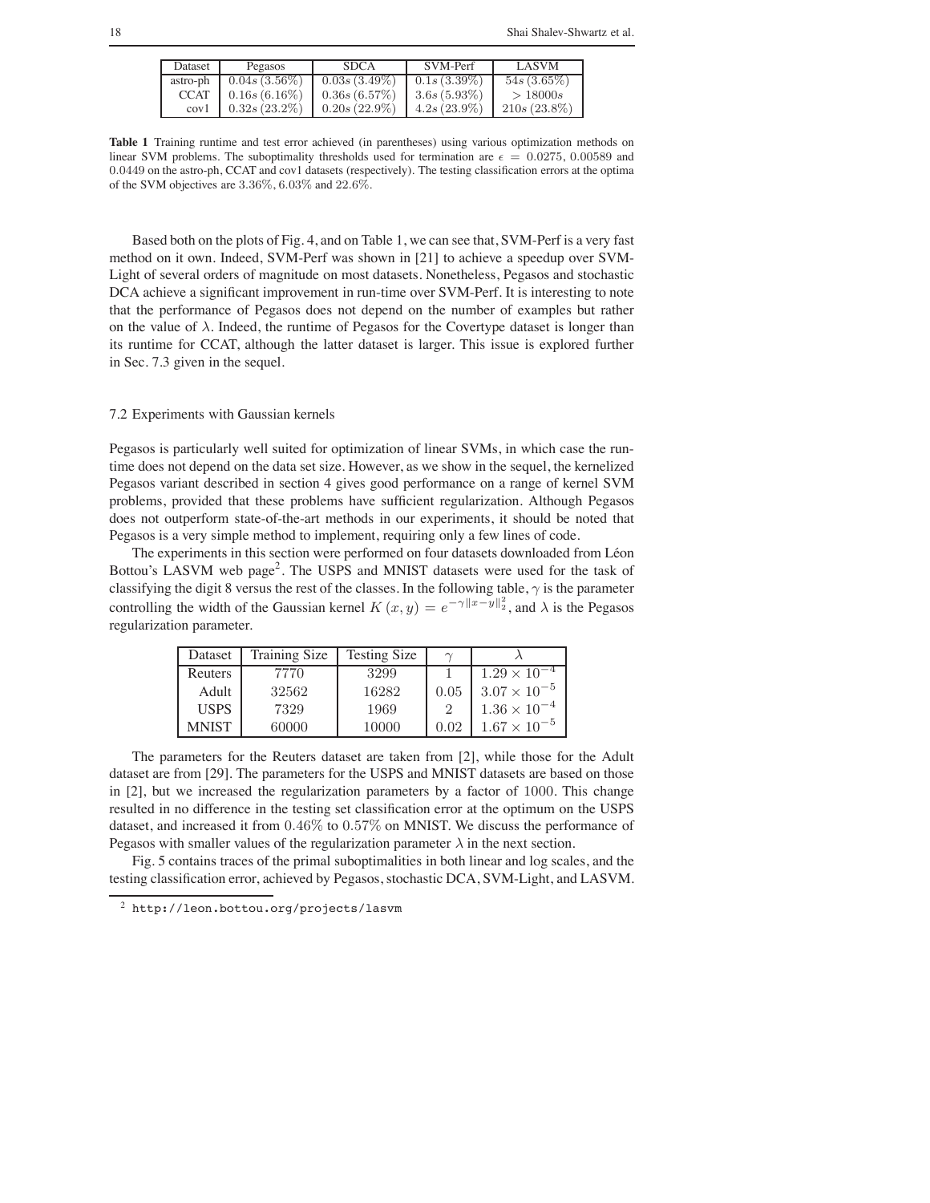| Dataset | Pegasos | SDCA | SVM-Perf | LASVM |
| --- | --- | --- | --- | --- |
| astro-ph | $0.04s\,(3.56\%)$ | $0.03s\,(3.49\%)$ | $0.1s\,(3.39\%)$ | $54s\,(3.65\%)$ |
| CCAT | $0.16s\,(6.16\%)$ | $0.36s\,(6.57\%)$ | $3.6s\,(5.93\%)$ | $> 18000s$ |
| cov1 | $0.32s\,(23.2\%)$ | $0.20s\,(22.9\%)$ | $4.2s\,(23.9\%)$ | $210s\,(23.8\%)$ |

**Table 1** Training runtime and test error achieved (in parentheses) using various optimization methods on linear SVM problems. The suboptimality thresholds used for termination are $\epsilon = 0.0275$, $0.00589$ and $0.0449$ on the astro-ph, CCAT and cov1 datasets (respectively). The testing classification errors at the optima of the SVM objectives are $3.36\%$, $6.03\%$ and $22.6\%$.

Based both on the plots of Fig. 4, and on Table 1, we can see that, SVM-Perf is a very fast method on it own. Indeed, SVM-Perf was shown in [21] to achieve a speedup over SVM-Light of several orders of magnitude on most datasets. Nonetheless, Pegasos and stochastic DCA achieve a significant improvement in run-time over SVM-Perf. It is interesting to note that the performance of Pegasos does not depend on the number of examples but rather on the value of $\lambda$. Indeed, the runtime of Pegasos for the Covertype dataset is longer than its runtime for CCAT, although the latter dataset is larger. This issue is explored further in Sec. 7.3 given in the sequel.

### 7.2 Experiments with Gaussian kernels

Pegasos is particularly well suited for optimization of linear SVMs, in which case the runtime does not depend on the data set size. However, as we show in the sequel, the kernelized Pegasos variant described in section 4 gives good performance on a range of kernel SVM problems, provided that these problems have sufficient regularization. Although Pegasos does not outperform state-of-the-art methods in our experiments, it should be noted that Pegasos is a very simple method to implement, requiring only a few lines of code.

The experiments in this section were performed on four datasets downloaded from Léon Bottou's LASVM web page[2]. The USPS and MNIST datasets were used for the task of classifying the digit 8 versus the rest of the classes. In the following table, $\gamma$ is the parameter controlling the width of the Gaussian kernel $K(x, y) = e^{-\gamma \|x-y\|_2^2}$, and $\lambda$ is the Pegasos regularization parameter.

| Dataset | Training Size | Testing Size | $\gamma$ | $\lambda$ |
| --- | --- | --- | --- | --- |
| Reuters | 7770 | 3299 | 1 | $1.29 \times 10^{-4}$ |
| Adult | 32562 | 16282 | 0.05 | $3.07 \times 10^{-5}$ |
| USPS | 7329 | 1969 | 2 | $1.36 \times 10^{-4}$ |
| MNIST | 60000 | 10000 | 0.02 | $1.67 \times 10^{-5}$ |

The parameters for the Reuters dataset are taken from [2], while those for the Adult dataset are from [29]. The parameters for the USPS and MNIST datasets are based on those in [2], but we increased the regularization parameters by a factor of 1000. This change resulted in no difference in the testing set classification error at the optimum on the USPS dataset, and increased it from $0.46\%$ to $0.57\%$ on MNIST. We discuss the performance of Pegasos with smaller values of the regularization parameter $\lambda$ in the next section.

Fig. 5 contains traces of the primal suboptimalities in both linear and log scales, and the testing classification error, achieved by Pegasos, stochastic DCA, SVM-Light, and LASVM.

[2] `http://leon.bottou.org/projects/lasvm`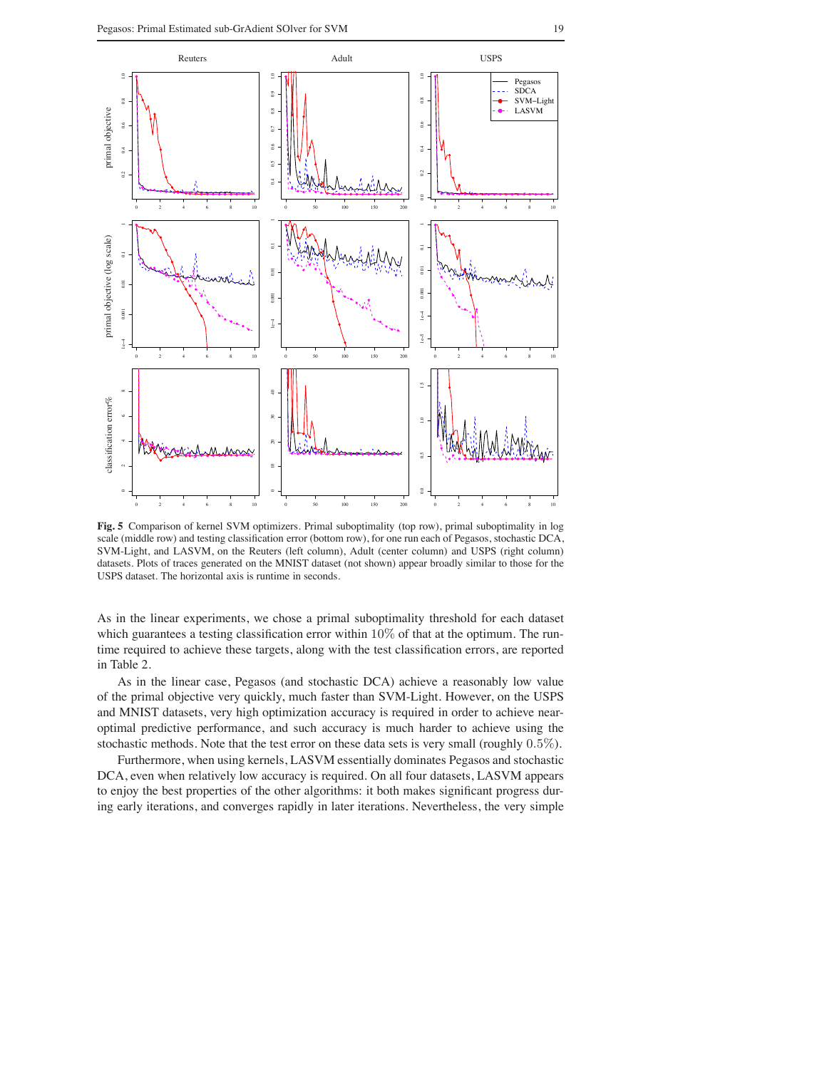**Fig. 5** Comparison of kernel SVM optimizers. Primal suboptimality (top row), primal suboptimality in log scale (middle row) and testing classification error (bottom row), for one run each of Pegasos, stochastic DCA, SVM-Light, and LASVM, on the Reuters (left column), Adult (center column) and USPS (right column) datasets. Plots of traces generated on the MNIST dataset (not shown) appear broadly similar to those for the USPS dataset. The horizontal axis is runtime in seconds.

As in the linear experiments, we chose a primal suboptimality threshold for each dataset which guarantees a testing classification error within 10% of that at the optimum. The runtime required to achieve these targets, along with the test classification errors, are reported in Table 2.

As in the linear case, Pegasos (and stochastic DCA) achieve a reasonably low value of the primal objective very quickly, much faster than SVM-Light. However, on the USPS and MNIST datasets, very high optimization accuracy is required in order to achieve near-optimal predictive performance, and such accuracy is much harder to achieve using the stochastic methods. Note that the test error on these data sets is very small (roughly 0.5%).

Furthermore, when using kernels, LASVM essentially dominates Pegasos and stochastic DCA, even when relatively low accuracy is required. On all four datasets, LASVM appears to enjoy the best properties of the other algorithms: it both makes significant progress during early iterations, and converges rapidly in later iterations. Nevertheless, the very simple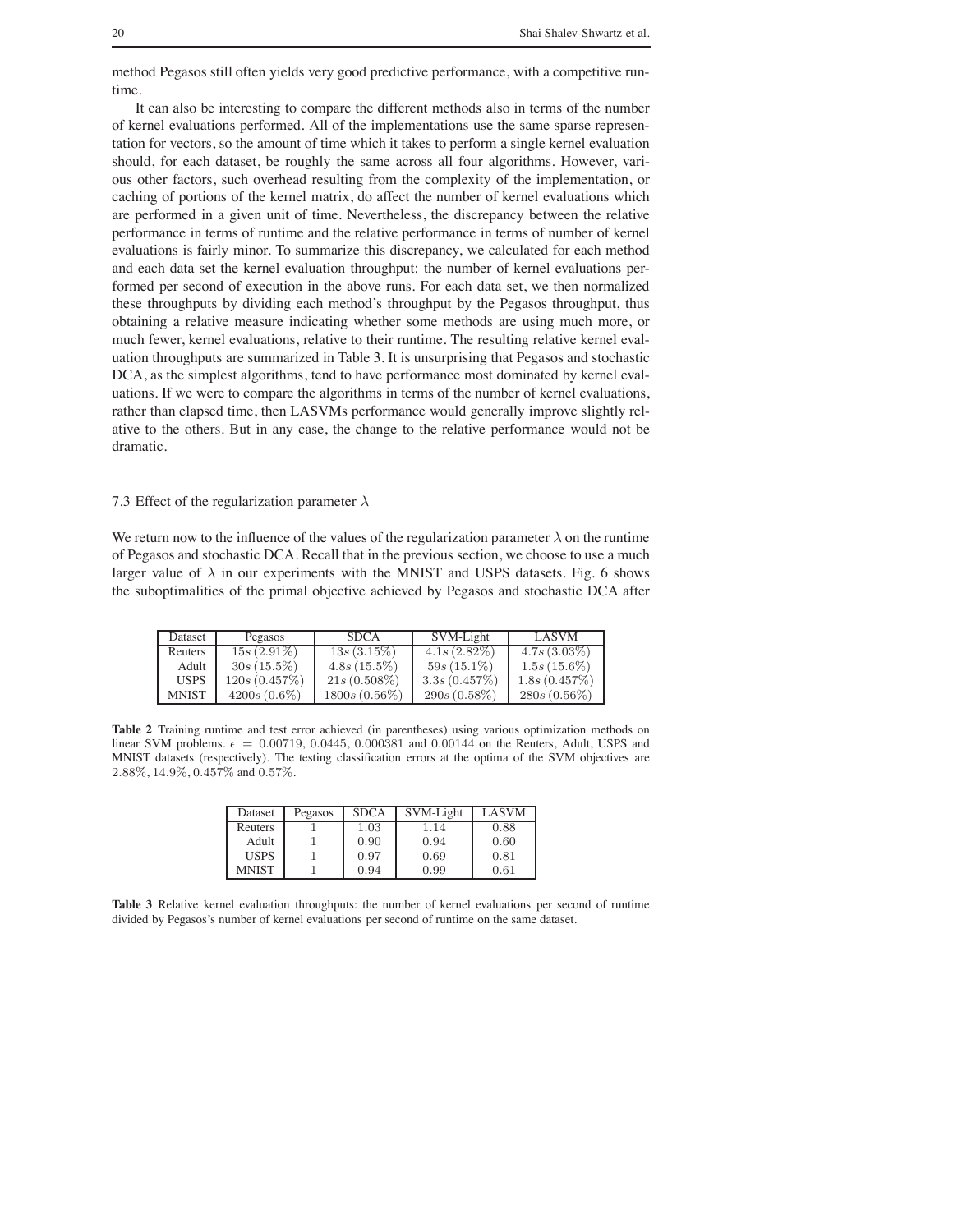method Pegasos still often yields very good predictive performance, with a competitive runtime.

It can also be interesting to compare the different methods also in terms of the number of kernel evaluations performed. All of the implementations use the same sparse representation for vectors, so the amount of time which it takes to perform a single kernel evaluation should, for each dataset, be roughly the same across all four algorithms. However, various other factors, such overhead resulting from the complexity of the implementation, or caching of portions of the kernel matrix, do affect the number of kernel evaluations which are performed in a given unit of time. Nevertheless, the discrepancy between the relative performance in terms of runtime and the relative performance in terms of number of kernel evaluations is fairly minor. To summarize this discrepancy, we calculated for each method and each data set the kernel evaluation throughput: the number of kernel evaluations performed per second of execution in the above runs. For each data set, we then normalized these throughputs by dividing each method's throughput by the Pegasos throughput, thus obtaining a relative measure indicating whether some methods are using much more, or much fewer, kernel evaluations, relative to their runtime. The resulting relative kernel evaluation throughputs are summarized in Table 3. It is unsurprising that Pegasos and stochastic DCA, as the simplest algorithms, tend to have performance most dominated by kernel evaluations. If we were to compare the algorithms in terms of the number of kernel evaluations, rather than elapsed time, then LASVMs performance would generally improve slightly relative to the others. But in any case, the change to the relative performance would not be dramatic.

### 7.3 Effect of the regularization parameter $\lambda$

We return now to the influence of the values of the regularization parameter $\lambda$ on the runtime of Pegasos and stochastic DCA. Recall that in the previous section, we choose to use a much larger value of $\lambda$ in our experiments with the MNIST and USPS datasets. Fig. 6 shows the suboptimalities of the primal objective achieved by Pegasos and stochastic DCA after

| Dataset | Pegasos | SDCA | SVM-Light | LASVM |
|---|---|---|---|---|
| Reuters | $15s\,(2.91\%)$ | $13s\,(3.15\%)$ | $4.1s\,(2.82\%)$ | $4.7s\,(3.03\%)$ |
| Adult | $30s\,(15.5\%)$ | $4.8s\,(15.5\%)$ | $59s\,(15.1\%)$ | $1.5s\,(15.6\%)$ |
| USPS | $120s\,(0.457\%)$ | $21s\,(0.508\%)$ | $3.3s\,(0.457\%)$ | $1.8s\,(0.457\%)$ |
| MNIST | $4200s\,(0.6\%)$ | $1800s\,(0.56\%)$ | $290s\,(0.58\%)$ | $280s\,(0.56\%)$ |

**Table 2** Training runtime and test error achieved (in parentheses) using various optimization methods on linear SVM problems. $\epsilon = 0.00719, 0.0445, 0.000381$ and $0.00144$ on the Reuters, Adult, USPS and MNIST datasets (respectively). The testing classification errors at the optima of the SVM objectives are $2.88\%, 14.9\%, 0.457\%$ and $0.57\%$.

| Dataset | Pegasos | SDCA | SVM-Light | LASVM |
|---|---|---|---|---|
| Reuters | 1 | 1.03 | 1.14 | 0.88 |
| Adult | 1 | 0.90 | 0.94 | 0.60 |
| USPS | 1 | 0.97 | 0.69 | 0.81 |
| MNIST | 1 | 0.94 | 0.99 | 0.61 |

**Table 3** Relative kernel evaluation throughputs: the number of kernel evaluations per second of runtime divided by Pegasos's number of kernel evaluations per second of runtime on the same dataset.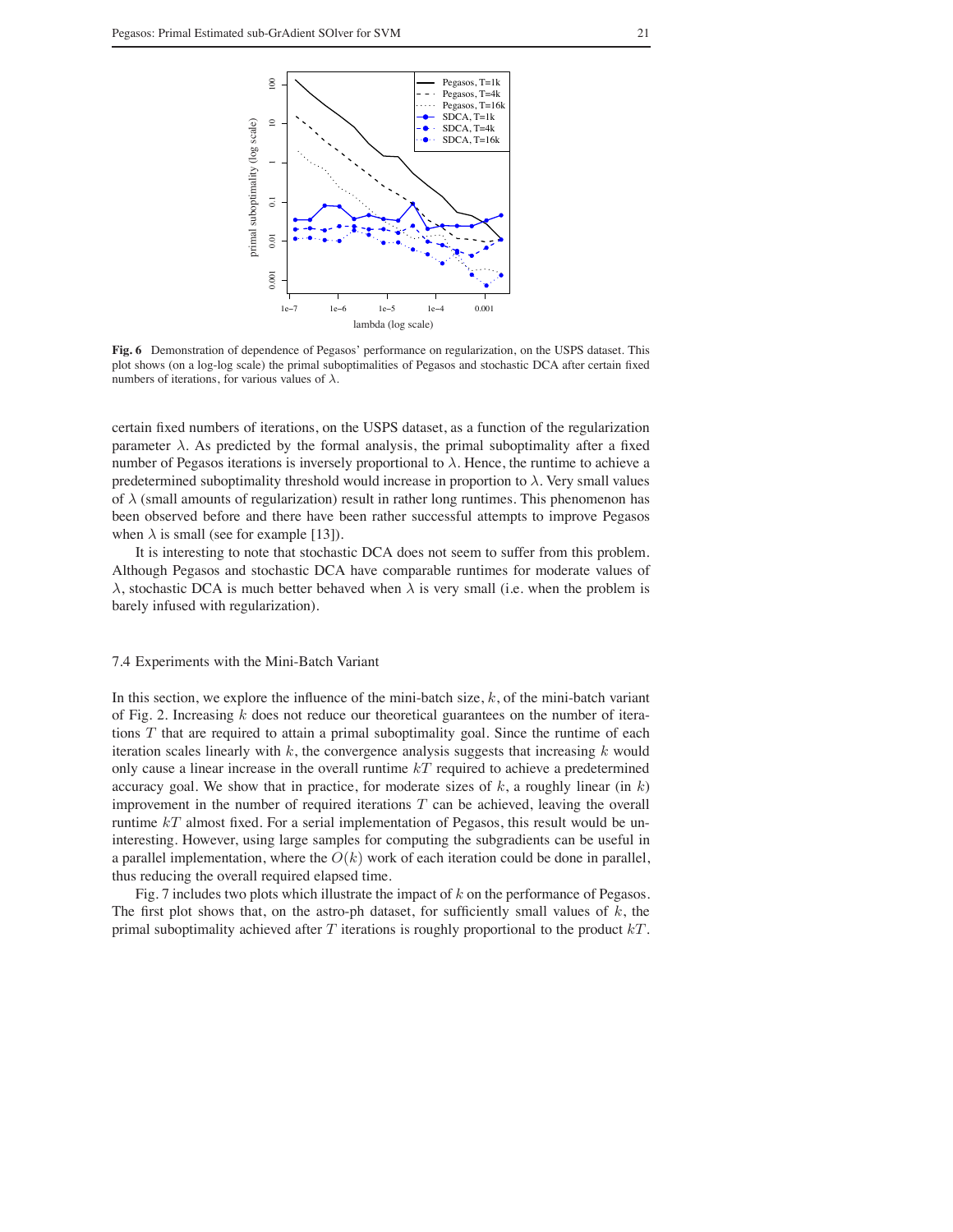**Fig. 6** Demonstration of dependence of Pegasos' performance on regularization, on the USPS dataset. This plot shows (on a log-log scale) the primal suboptimalities of Pegasos and stochastic DCA after certain fixed numbers of iterations, for various values of $\lambda$.

certain fixed numbers of iterations, on the USPS dataset, as a function of the regularization parameter $\lambda$. As predicted by the formal analysis, the primal suboptimality after a fixed number of Pegasos iterations is inversely proportional to $\lambda$. Hence, the runtime to achieve a predetermined suboptimality threshold would increase in proportion to $\lambda$. Very small values of $\lambda$ (small amounts of regularization) result in rather long runtimes. This phenomenon has been observed before and there have been rather successful attempts to improve Pegasos when $\lambda$ is small (see for example [13]).

It is interesting to note that stochastic DCA does not seem to suffer from this problem. Although Pegasos and stochastic DCA have comparable runtimes for moderate values of $\lambda$, stochastic DCA is much better behaved when $\lambda$ is very small (i.e. when the problem is barely infused with regularization).

### 7.4 Experiments with the Mini-Batch Variant

In this section, we explore the influence of the mini-batch size, $k$, of the mini-batch variant of Fig. 2. Increasing $k$ does not reduce our theoretical guarantees on the number of iterations $T$ that are required to attain a primal suboptimality goal. Since the runtime of each iteration scales linearly with $k$, the convergence analysis suggests that increasing $k$ would only cause a linear increase in the overall runtime $kT$ required to achieve a predetermined accuracy goal. We show that in practice, for moderate sizes of $k$, a roughly linear (in $k$) improvement in the number of required iterations $T$ can be achieved, leaving the overall runtime $kT$ almost fixed. For a serial implementation of Pegasos, this result would be uninteresting. However, using large samples for computing the subgradients can be useful in a parallel implementation, where the $O(k)$ work of each iteration could be done in parallel, thus reducing the overall required elapsed time.

Fig. 7 includes two plots which illustrate the impact of $k$ on the performance of Pegasos. The first plot shows that, on the astro-ph dataset, for sufficiently small values of $k$, the primal suboptimality achieved after $T$ iterations is roughly proportional to the product $kT$.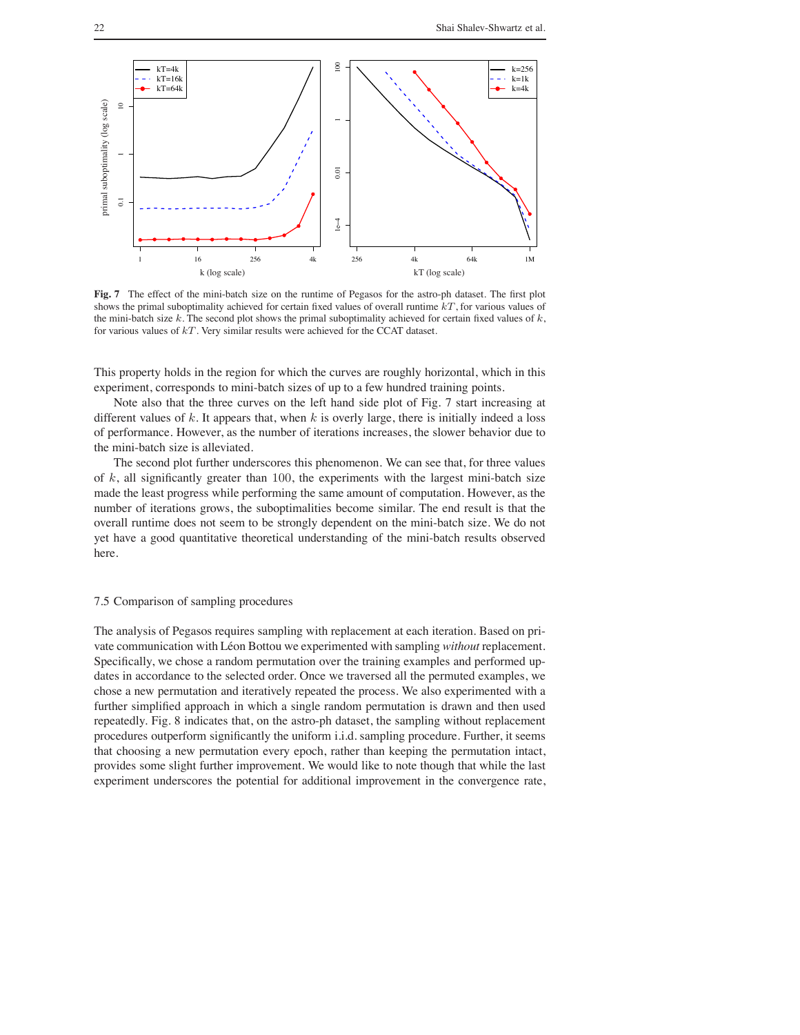**Fig. 7** The effect of the mini-batch size on the runtime of Pegasos for the astro-ph dataset. The first plot shows the primal suboptimality achieved for certain fixed values of overall runtime $kT$, for various values of the mini-batch size $k$. The second plot shows the primal suboptimality achieved for certain fixed values of $k$, for various values of $kT$. Very similar results were achieved for the CCAT dataset.

This property holds in the region for which the curves are roughly horizontal, which in this experiment, corresponds to mini-batch sizes of up to a few hundred training points.

Note also that the three curves on the left hand side plot of Fig. 7 start increasing at different values of $k$. It appears that, when $k$ is overly large, there is initially indeed a loss of performance. However, as the number of iterations increases, the slower behavior due to the mini-batch size is alleviated.

The second plot further underscores this phenomenon. We can see that, for three values of $k$, all significantly greater than 100, the experiments with the largest mini-batch size made the least progress while performing the same amount of computation. However, as the number of iterations grows, the suboptimalities become similar. The end result is that the overall runtime does not seem to be strongly dependent on the mini-batch size. We do not yet have a good quantitative theoretical understanding of the mini-batch results observed here.

### 7.5 Comparison of sampling procedures

The analysis of Pegasos requires sampling with replacement at each iteration. Based on private communication with Léon Bottou we experimented with sampling *without* replacement. Specifically, we chose a random permutation over the training examples and performed updates in accordance to the selected order. Once we traversed all the permuted examples, we chose a new permutation and iteratively repeated the process. We also experimented with a further simplified approach in which a single random permutation is drawn and then used repeatedly. Fig. 8 indicates that, on the astro-ph dataset, the sampling without replacement procedures outperform significantly the uniform i.i.d. sampling procedure. Further, it seems that choosing a new permutation every epoch, rather than keeping the permutation intact, provides some slight further improvement. We would like to note though that while the last experiment underscores the potential for additional improvement in the convergence rate,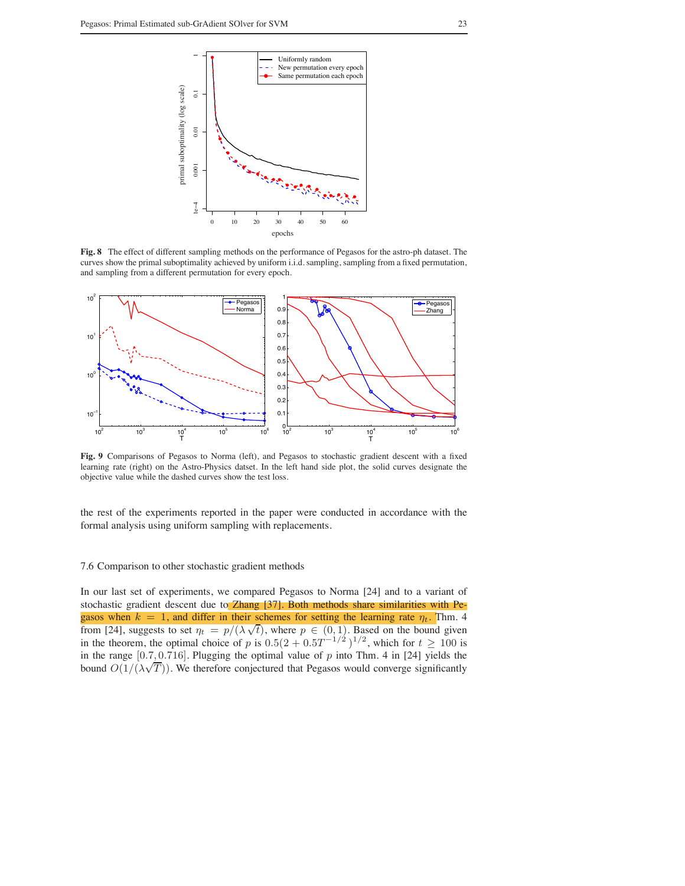**Fig. 8** The effect of different sampling methods on the performance of Pegasos for the astro-ph dataset. The curves show the primal suboptimality achieved by uniform i.i.d. sampling, sampling from a fixed permutation, and sampling from a different permutation for every epoch.

**Fig. 9** Comparisons of Pegasos to Norma (left), and Pegasos to stochastic gradient descent with a fixed learning rate (right) on the Astro-Physics datset. In the left hand side plot, the solid curves designate the objective value while the dashed curves show the test loss.

the rest of the experiments reported in the paper were conducted in accordance with the formal analysis using uniform sampling with replacements.

### 7.6 Comparison to other stochastic gradient methods

In our last set of experiments, we compared Pegasos to Norma [24] and to a variant of stochastic gradient descent due to Zhang [37]. Both methods share similarities with Pegasos when $k = 1$, and differ in their schemes for setting the learning rate $\eta_t$. Thm. 4 from [24], suggests to set $\eta_t = p/(\lambda\sqrt{t})$, where $p \in (0, 1)$. Based on the bound given in the theorem, the optimal choice of $p$ is $0.5(2 + 0.5T^{-1/2})^{1/2}$, which for $t \geq 100$ is in the range $[0.7, 0.716]$. Plugging the optimal value of $p$ into Thm. 4 in [24] yields the bound $O(1/(\lambda\sqrt{T}))$. We therefore conjectured that Pegasos would converge significantly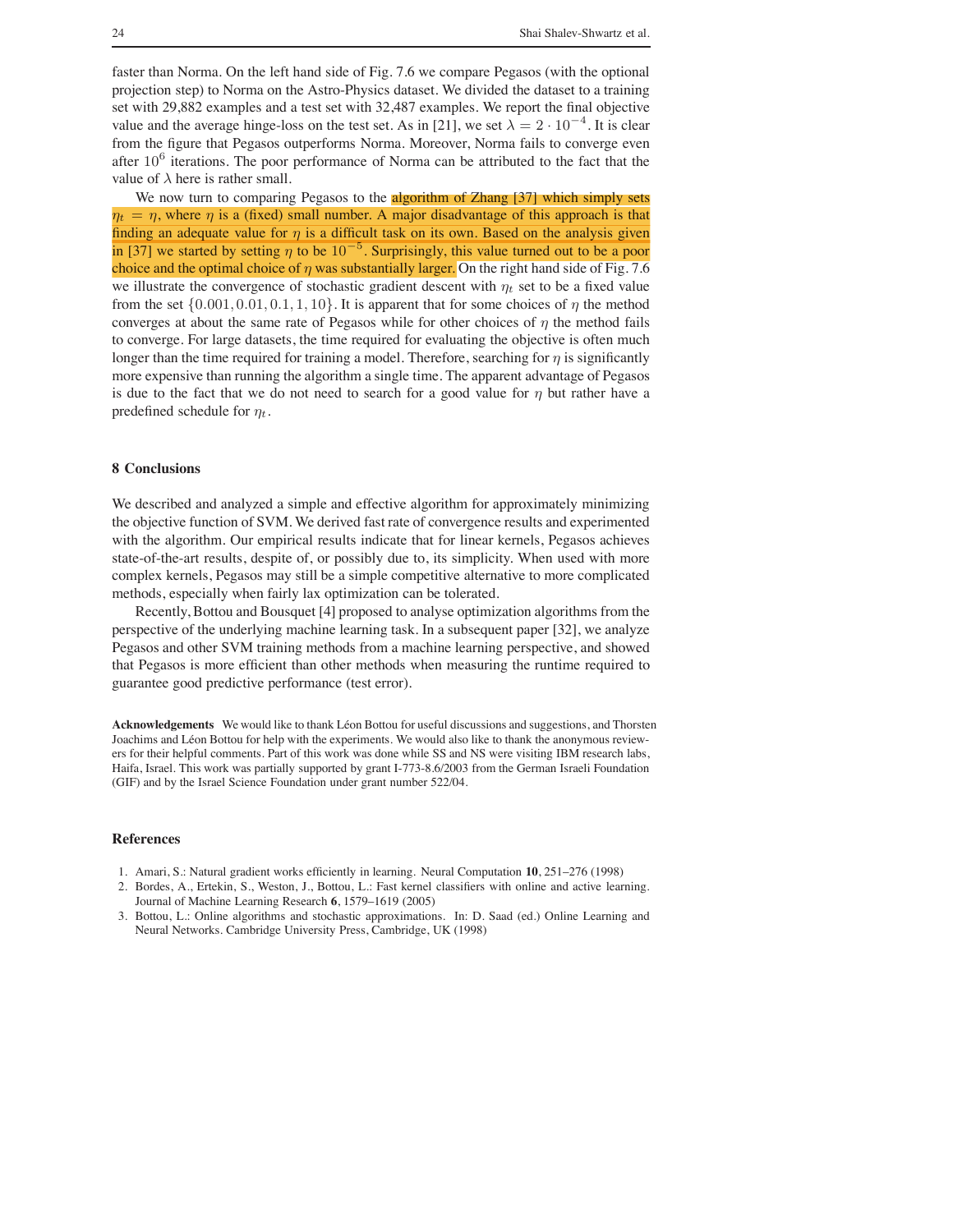faster than Norma. On the left hand side of Fig. 7.6 we compare Pegasos (with the optional projection step) to Norma on the Astro-Physics dataset. We divided the dataset to a training set with 29,882 examples and a test set with 32,487 examples. We report the final objective value and the average hinge-loss on the test set. As in [21], we set $\lambda = 2 \cdot 10^{-4}$. It is clear from the figure that Pegasos outperforms Norma. Moreover, Norma fails to converge even after $10^6$ iterations. The poor performance of Norma can be attributed to the fact that the value of $\lambda$ here is rather small.

We now turn to comparing Pegasos to the algorithm of Zhang [37] which simply sets $\eta_t = \eta$, where $\eta$ is a (fixed) small number. A major disadvantage of this approach is that finding an adequate value for $\eta$ is a difficult task on its own. Based on the analysis given in [37] we started by setting $\eta$ to be $10^{-5}$. Surprisingly, this value turned out to be a poor choice and the optimal choice of $\eta$ was substantially larger. On the right hand side of Fig. 7.6 we illustrate the convergence of stochastic gradient descent with $\eta_t$ set to be a fixed value from the set $\{0.001, 0.01, 0.1, 1, 10\}$. It is apparent that for some choices of $\eta$ the method converges at about the same rate of Pegasos while for other choices of $\eta$ the method fails to converge. For large datasets, the time required for evaluating the objective is often much longer than the time required for training a model. Therefore, searching for $\eta$ is significantly more expensive than running the algorithm a single time. The apparent advantage of Pegasos is due to the fact that we do not need to search for a good value for $\eta$ but rather have a predefined schedule for $\eta_t$.

## 8 Conclusions

We described and analyzed a simple and effective algorithm for approximately minimizing the objective function of SVM. We derived fast rate of convergence results and experimented with the algorithm. Our empirical results indicate that for linear kernels, Pegasos achieves state-of-the-art results, despite of, or possibly due to, its simplicity. When used with more complex kernels, Pegasos may still be a simple competitive alternative to more complicated methods, especially when fairly lax optimization can be tolerated.

Recently, Bottou and Bousquet [4] proposed to analyse optimization algorithms from the perspective of the underlying machine learning task. In a subsequent paper [32], we analyze Pegasos and other SVM training methods from a machine learning perspective, and showed that Pegasos is more efficient than other methods when measuring the runtime required to guarantee good predictive performance (test error).

**Acknowledgements** We would like to thank Léon Bottou for useful discussions and suggestions, and Thorsten Joachims and Léon Bottou for help with the experiments. We would also like to thank the anonymous reviewers for their helpful comments. Part of this work was done while SS and NS were visiting IBM research labs, Haifa, Israel. This work was partially supported by grant I-773-8.6/2003 from the German Israeli Foundation (GIF) and by the Israel Science Foundation under grant number 522/04.

## References

1. Amari, S.: Natural gradient works efficiently in learning. Neural Computation **10**, 251–276 (1998)
2. Bordes, A., Ertekin, S., Weston, J., Bottou, L.: Fast kernel classifiers with online and active learning. Journal of Machine Learning Research **6**, 1579–1619 (2005)
3. Bottou, L.: Online algorithms and stochastic approximations. In: D. Saad (ed.) Online Learning and Neural Networks. Cambridge University Press, Cambridge, UK (1998)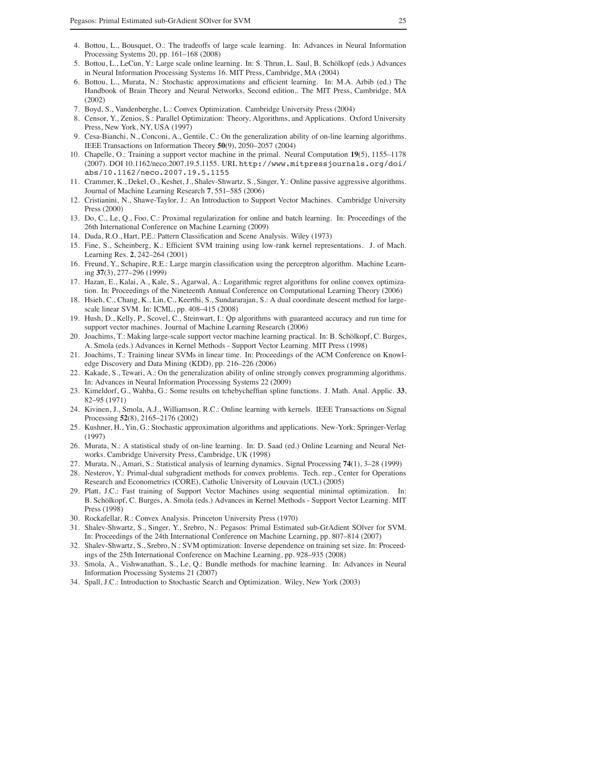4. Bottou, L., Bousquet, O.: The tradeoffs of large scale learning. In: Advances in Neural Information Processing Systems 20, pp. 161–168 (2008)
5. Bottou, L., LeCun, Y.: Large scale online learning. In: S. Thrun, L. Saul, B. Schölkopf (eds.) Advances in Neural Information Processing Systems 16. MIT Press, Cambridge, MA (2004)
6. Bottou, L., Murata, N.: Stochastic approximations and efficient learning. In: M.A. Arbib (ed.) The Handbook of Brain Theory and Neural Networks, Second edition,. The MIT Press, Cambridge, MA (2002)
7. Boyd, S., Vandenberghe, L.: Convex Optimization. Cambridge University Press (2004)
8. Censor, Y., Zenios, S.: Parallel Optimization: Theory, Algorithms, and Applications. Oxford University Press, New York, NY, USA (1997)
9. Cesa-Bianchi, N., Conconi, A., Gentile, C.: On the generalization ability of on-line learning algorithms. IEEE Transactions on Information Theory **50**(9), 2050–2057 (2004)
10. Chapelle, O.: Training a support vector machine in the primal. Neural Computation **19**(5), 1155–1178 (2007). DOI 10.1162/neco.2007.19.5.1155. URL http://www.mitpressjournals.org/doi/abs/10.1162/neco.2007.19.5.1155
11. Crammer, K., Dekel, O., Keshet, J., Shalev-Shwartz, S., Singer, Y.: Online passive aggressive algorithms. Journal of Machine Learning Research **7**, 551–585 (2006)
12. Cristianini, N., Shawe-Taylor, J.: An Introduction to Support Vector Machines. Cambridge University Press (2000)
13. Do, C., Le, Q., Foo, C.: Proximal regularization for online and batch learning. In: Proceedings of the 26th International Conference on Machine Learning (2009)
14. Duda, R.O., Hart, P.E.: Pattern Classification and Scene Analysis. Wiley (1973)
15. Fine, S., Scheinberg, K.: Efficient SVM training using low-rank kernel representations. J. of Mach. Learning Res. **2**, 242–264 (2001)
16. Freund, Y., Schapire, R.E.: Large margin classification using the perceptron algorithm. Machine Learning **37**(3), 277–296 (1999)
17. Hazan, E., Kalai, A., Kale, S., Agarwal, A.: Logarithmic regret algorithms for online convex optimization. In: Proceedings of the Nineteenth Annual Conference on Computational Learning Theory (2006)
18. Hsieh, C., Chang, K., Lin, C., Keerthi, S., Sundararajan, S.: A dual coordinate descent method for large-scale linear SVM. In: ICML, pp. 408–415 (2008)
19. Hush, D., Kelly, P., Scovel, C., Steinwart, I.: Qp algorithms with guaranteed accuracy and run time for support vector machines. Journal of Machine Learning Research (2006)
20. Joachims, T.: Making large-scale support vector machine learning practical. In: B. Schölkopf, C. Burges, A. Smola (eds.) Advances in Kernel Methods - Support Vector Learning. MIT Press (1998)
21. Joachims, T.: Training linear SVMs in linear time. In: Proceedings of the ACM Conference on Knowledge Discovery and Data Mining (KDD), pp. 216–226 (2006)
22. Kakade, S., Tewari, A.: On the generalization ability of online strongly convex programming algorithms. In: Advances in Neural Information Processing Systems 22 (2009)
23. Kimeldorf, G., Wahba, G.: Some results on tchebycheffian spline functions. J. Math. Anal. Applic. **33**, 82–95 (1971)
24. Kivinen, J., Smola, A.J., Williamson, R.C.: Online learning with kernels. IEEE Transactions on Signal Processing **52**(8), 2165–2176 (2002)
25. Kushner, H., Yin, G.: Stochastic approximation algorithms and applications. New-York: Springer-Verlag (1997)
26. Murata, N.: A statistical study of on-line learning. In: D. Saad (ed.) Online Learning and Neural Networks. Cambridge University Press, Cambridge, UK (1998)
27. Murata, N., Amari, S.: Statistical analysis of learning dynamics. Signal Processing **74**(1), 3–28 (1999)
28. Nesterov, Y.: Primal-dual subgradient methods for convex problems. Tech. rep., Center for Operations Research and Econometrics (CORE), Catholic University of Louvain (UCL) (2005)
29. Platt, J.C.: Fast training of Support Vector Machines using sequential minimal optimization. In: B. Schölkopf, C. Burges, A. Smola (eds.) Advances in Kernel Methods - Support Vector Learning. MIT Press (1998)
30. Rockafellar, R.: Convex Analysis. Princeton University Press (1970)
31. Shalev-Shwartz, S., Singer, Y., Srebro, N.: Pegasos: Primal Estimated sub-GrAdient SOlver for SVM. In: Proceedings of the 24th International Conference on Machine Learning, pp. 807–814 (2007)
32. Shalev-Shwartz, S., Srebro, N.: SVM optimization: Inverse dependence on training set size. In: Proceedings of the 25th International Conference on Machine Learning, pp. 928–935 (2008)
33. Smola, A., Vishwanathan, S., Le, Q.: Bundle methods for machine learning. In: Advances in Neural Information Processing Systems 21 (2007)
34. Spall, J.C.: Introduction to Stochastic Search and Optimization. Wiley, New York (2003)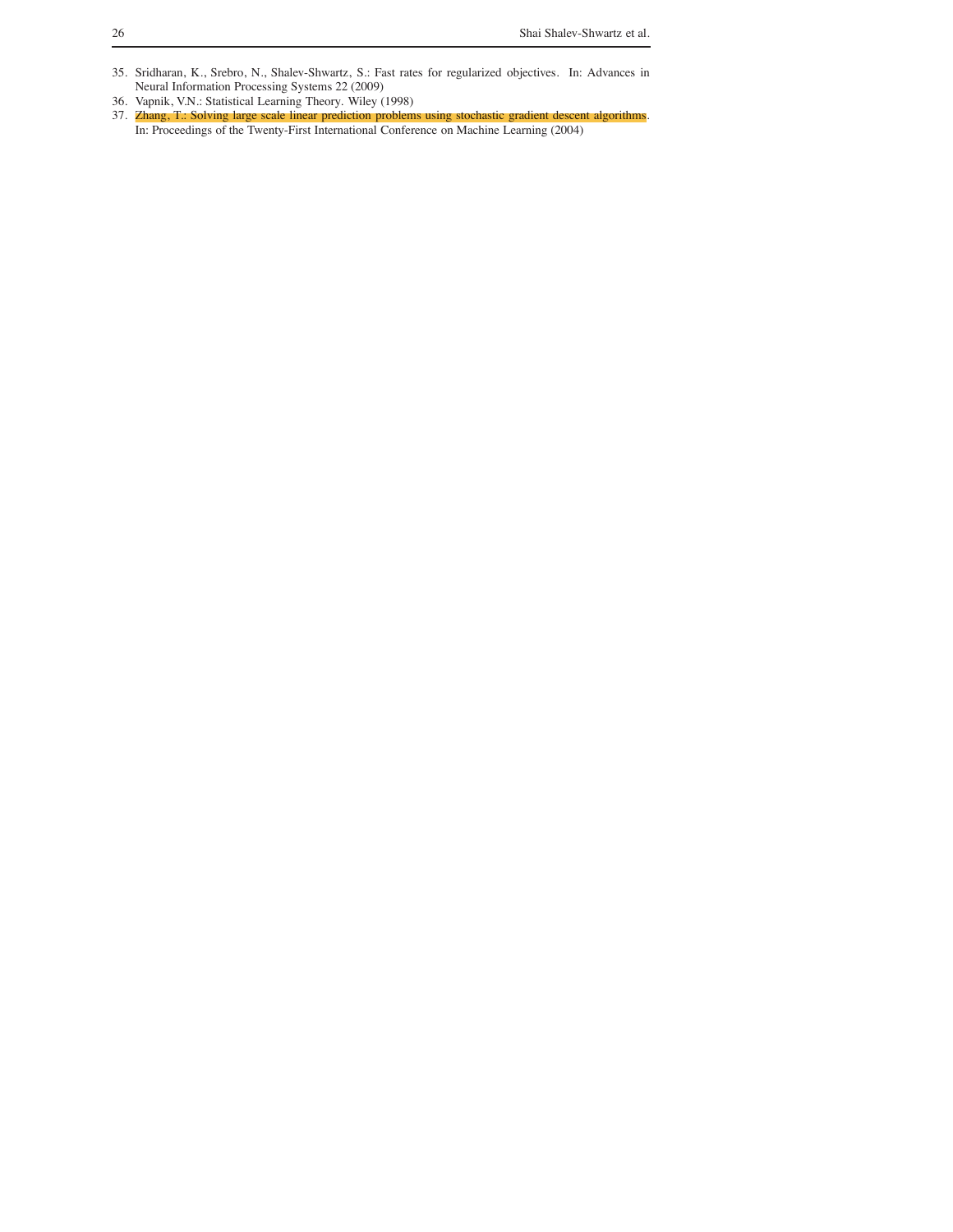35. Sridharan, K., Srebro, N., Shalev-Shwartz, S.: Fast rates for regularized objectives. In: Advances in Neural Information Processing Systems 22 (2009)
36. Vapnik, V.N.: Statistical Learning Theory. Wiley (1998)
37. Zhang, T.: Solving large scale linear prediction problems using stochastic gradient descent algorithms. In: Proceedings of the Twenty-First International Conference on Machine Learning (2004)